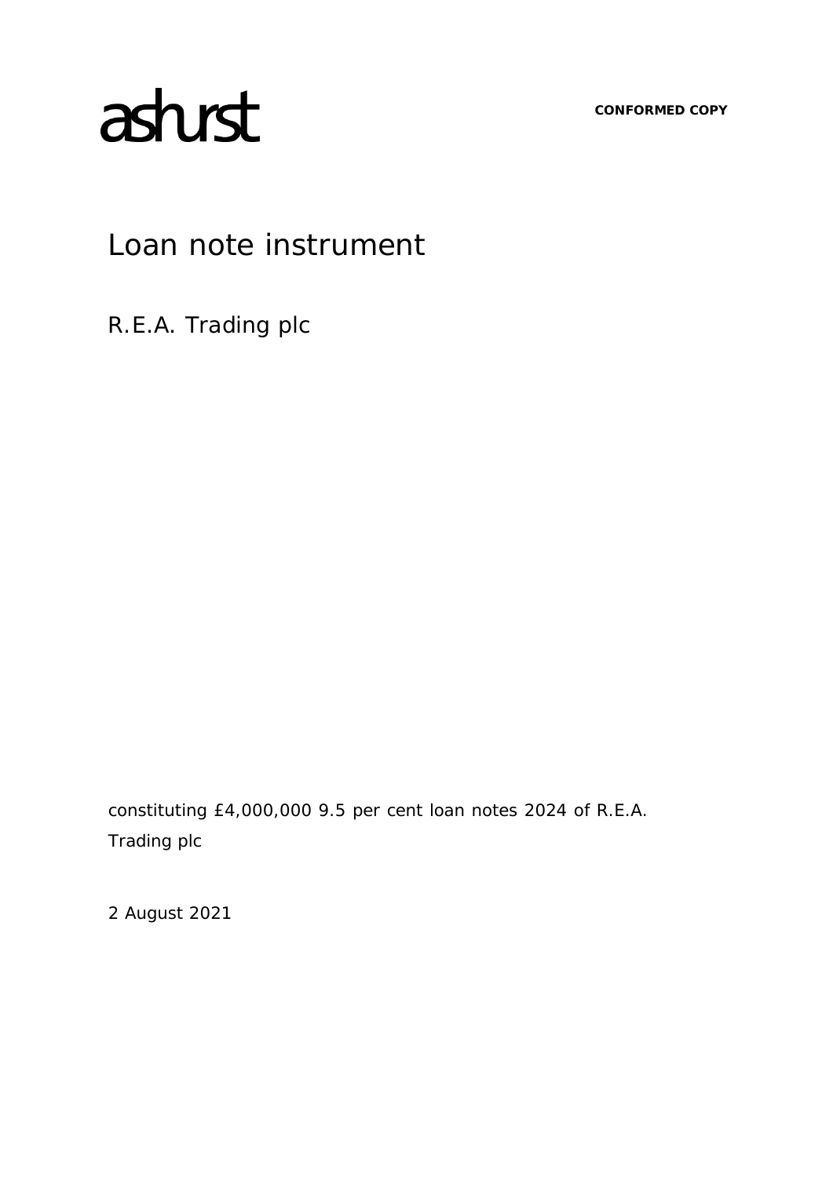ashurst

**CONFORMED COPY**

# Loan note instrument

R.E.A. Trading plc

constituting £4,000,000 9.5 per cent loan notes 2024 of R.E.A. Trading plc

2 August 2021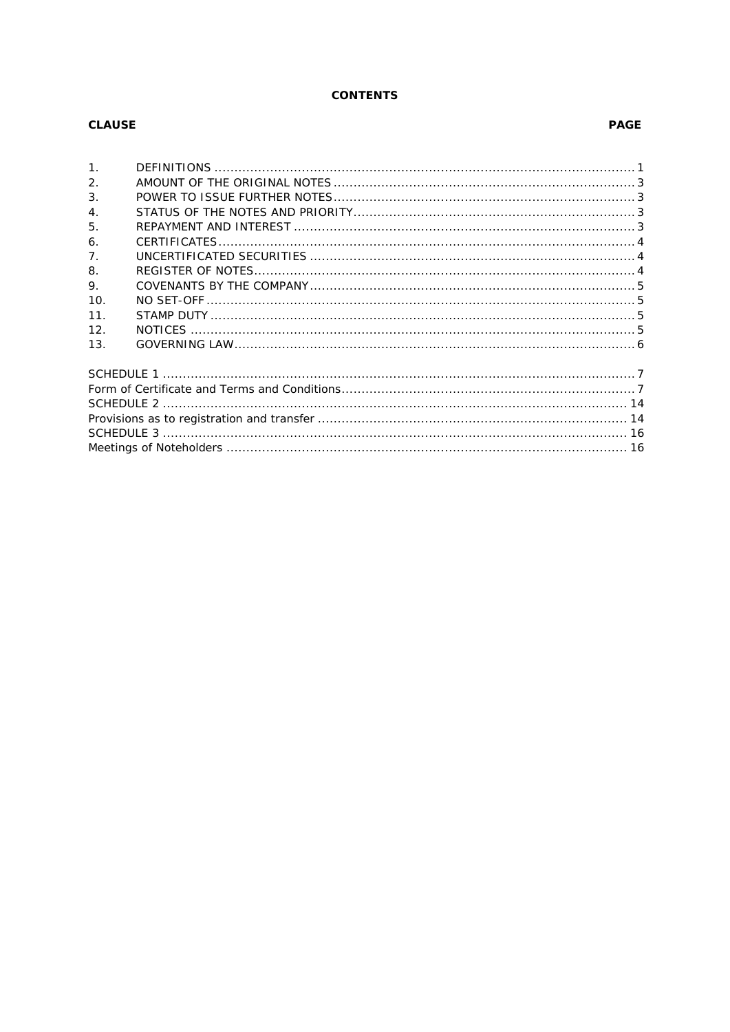# CONTENTS

| CLAUSE | | PAGE |
|---|---|---|
| 1. | DEFINITIONS | 1 |
| 2. | AMOUNT OF THE ORIGINAL NOTES | 3 |
| 3. | POWER TO ISSUE FURTHER NOTES | 3 |
| 4. | STATUS OF THE NOTES AND PRIORITY | 3 |
| 5. | REPAYMENT AND INTEREST | 3 |
| 6. | CERTIFICATES | 4 |
| 7. | UNCERTIFICATED SECURITIES | 4 |
| 8. | REGISTER OF NOTES | 4 |
| 9. | COVENANTS BY THE COMPANY | 5 |
| 10. | NO SET-OFF | 5 |
| 11. | STAMP DUTY | 5 |
| 12. | NOTICES | 5 |
| 13. | GOVERNING LAW | 6 |

| | |
|---|---|
| SCHEDULE 1 | 7 |
| Form of Certificate and Terms and Conditions | 7 |
| SCHEDULE 2 | 14 |
| Provisions as to registration and transfer | 14 |
| SCHEDULE 3 | 16 |
| Meetings of Noteholders | 16 |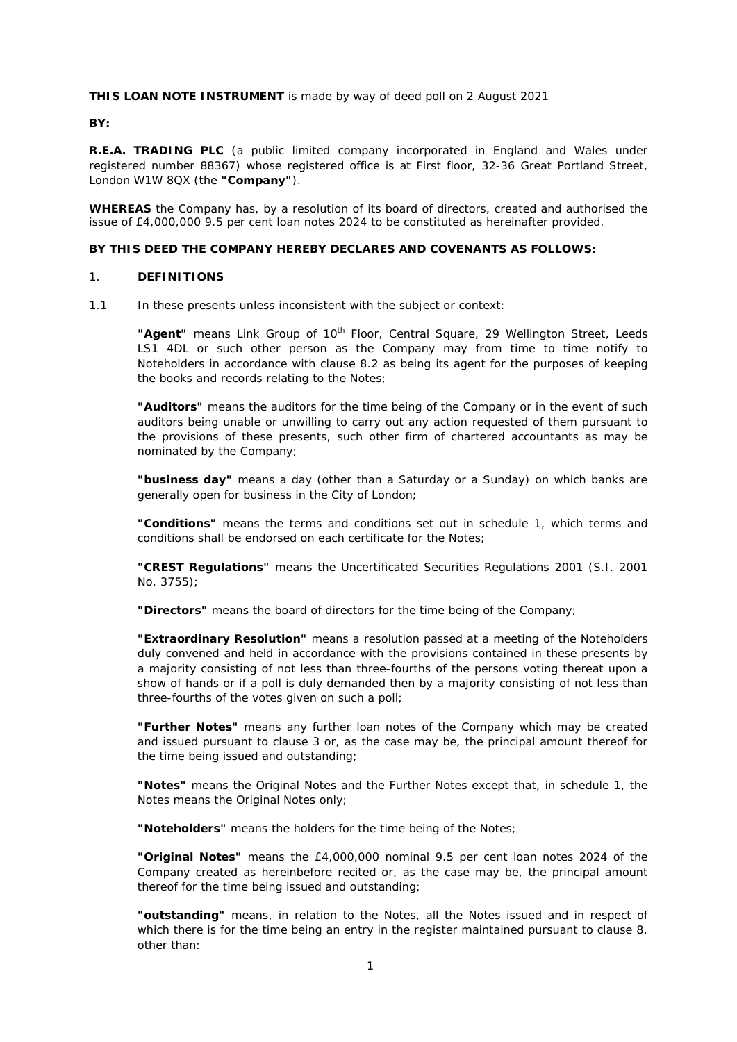**THIS LOAN NOTE INSTRUMENT** is made by way of deed poll on 2 August 2021

**BY:**

**R.E.A. TRADING PLC** (a public limited company incorporated in England and Wales under registered number 88367) whose registered office is at First floor, 32-36 Great Portland Street, London W1W 8QX (the **"Company"**).

**WHEREAS** the Company has, by a resolution of its board of directors, created and authorised the issue of £4,000,000 9.5 per cent loan notes 2024 to be constituted as hereinafter provided.

**BY THIS DEED THE COMPANY HEREBY DECLARES AND COVENANTS AS FOLLOWS:**

1. **DEFINITIONS**

1.1 In these presents unless inconsistent with the subject or context:

**"Agent"** means Link Group of 10th Floor, Central Square, 29 Wellington Street, Leeds LS1 4DL or such other person as the Company may from time to time notify to Noteholders in accordance with clause 8.2 as being its agent for the purposes of keeping the books and records relating to the Notes;

**"Auditors"** means the auditors for the time being of the Company or in the event of such auditors being unable or unwilling to carry out any action requested of them pursuant to the provisions of these presents, such other firm of chartered accountants as may be nominated by the Company;

**"business day"** means a day (other than a Saturday or a Sunday) on which banks are generally open for business in the City of London;

**"Conditions"** means the terms and conditions set out in schedule 1, which terms and conditions shall be endorsed on each certificate for the Notes;

**"CREST Regulations"** means the Uncertificated Securities Regulations 2001 (S.I. 2001 No. 3755);

**"Directors"** means the board of directors for the time being of the Company;

**"Extraordinary Resolution"** means a resolution passed at a meeting of the Noteholders duly convened and held in accordance with the provisions contained in these presents by a majority consisting of not less than three-fourths of the persons voting thereat upon a show of hands or if a poll is duly demanded then by a majority consisting of not less than three-fourths of the votes given on such a poll;

**"Further Notes"** means any further loan notes of the Company which may be created and issued pursuant to clause 3 or, as the case may be, the principal amount thereof for the time being issued and outstanding;

**"Notes"** means the Original Notes and the Further Notes except that, in schedule 1, the Notes means the Original Notes only;

**"Noteholders"** means the holders for the time being of the Notes;

**"Original Notes"** means the £4,000,000 nominal 9.5 per cent loan notes 2024 of the Company created as hereinbefore recited or, as the case may be, the principal amount thereof for the time being issued and outstanding;

**"outstanding"** means, in relation to the Notes, all the Notes issued and in respect of which there is for the time being an entry in the register maintained pursuant to clause 8, other than: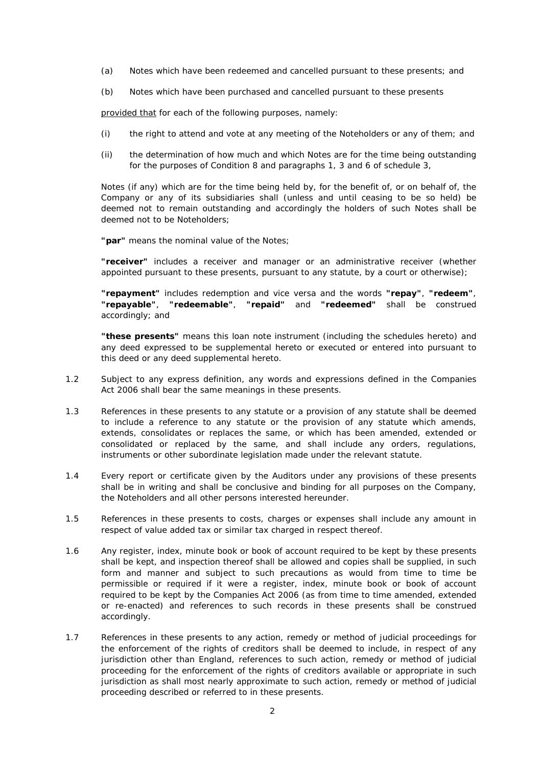(a) Notes which have been redeemed and cancelled pursuant to these presents; and

(b) Notes which have been purchased and cancelled pursuant to these presents

provided that for each of the following purposes, namely:

(i) the right to attend and vote at any meeting of the Noteholders or any of them; and

(ii) the determination of how much and which Notes are for the time being outstanding for the purposes of Condition 8 and paragraphs 1, 3 and 6 of schedule 3,

Notes (if any) which are for the time being held by, for the benefit of, or on behalf of, the Company or any of its subsidiaries shall (unless and until ceasing to be so held) be deemed not to remain outstanding and accordingly the holders of such Notes shall be deemed not to be Noteholders;

**"par"** means the nominal value of the Notes;

**"receiver"** includes a receiver and manager or an administrative receiver (whether appointed pursuant to these presents, pursuant to any statute, by a court or otherwise);

**"repayment"** includes redemption and vice versa and the words **"repay"**, **"redeem"**, **"repayable"**, **"redeemable"**, **"repaid"** and **"redeemed"** shall be construed accordingly; and

**"these presents"** means this loan note instrument (including the schedules hereto) and any deed expressed to be supplemental hereto or executed or entered into pursuant to this deed or any deed supplemental hereto.

1.2 Subject to any express definition, any words and expressions defined in the Companies Act 2006 shall bear the same meanings in these presents.

1.3 References in these presents to any statute or a provision of any statute shall be deemed to include a reference to any statute or the provision of any statute which amends, extends, consolidates or replaces the same, or which has been amended, extended or consolidated or replaced by the same, and shall include any orders, regulations, instruments or other subordinate legislation made under the relevant statute.

1.4 Every report or certificate given by the Auditors under any provisions of these presents shall be in writing and shall be conclusive and binding for all purposes on the Company, the Noteholders and all other persons interested hereunder.

1.5 References in these presents to costs, charges or expenses shall include any amount in respect of value added tax or similar tax charged in respect thereof.

1.6 Any register, index, minute book or book of account required to be kept by these presents shall be kept, and inspection thereof shall be allowed and copies shall be supplied, in such form and manner and subject to such precautions as would from time to time be permissible or required if it were a register, index, minute book or book of account required to be kept by the Companies Act 2006 (as from time to time amended, extended or re-enacted) and references to such records in these presents shall be construed accordingly.

1.7 References in these presents to any action, remedy or method of judicial proceedings for the enforcement of the rights of creditors shall be deemed to include, in respect of any jurisdiction other than England, references to such action, remedy or method of judicial proceeding for the enforcement of the rights of creditors available or appropriate in such jurisdiction as shall most nearly approximate to such action, remedy or method of judicial proceeding described or referred to in these presents.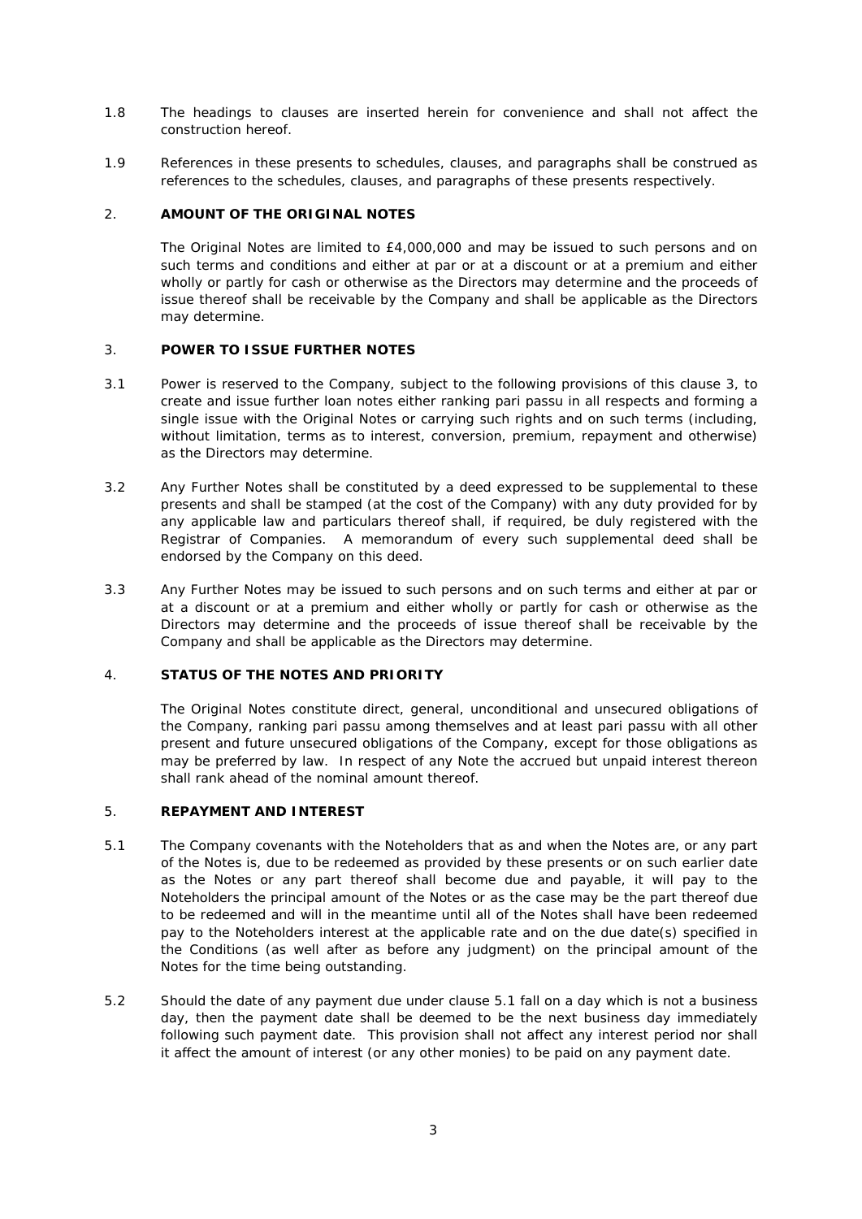1.8 The headings to clauses are inserted herein for convenience and shall not affect the construction hereof.

1.9 References in these presents to schedules, clauses, and paragraphs shall be construed as references to the schedules, clauses, and paragraphs of these presents respectively.

## 2. AMOUNT OF THE ORIGINAL NOTES

The Original Notes are limited to £4,000,000 and may be issued to such persons and on such terms and conditions and either at par or at a discount or at a premium and either wholly or partly for cash or otherwise as the Directors may determine and the proceeds of issue thereof shall be receivable by the Company and shall be applicable as the Directors may determine.

## 3. POWER TO ISSUE FURTHER NOTES

3.1 Power is reserved to the Company, subject to the following provisions of this clause 3, to create and issue further loan notes either ranking pari passu in all respects and forming a single issue with the Original Notes or carrying such rights and on such terms (including, without limitation, terms as to interest, conversion, premium, repayment and otherwise) as the Directors may determine.

3.2 Any Further Notes shall be constituted by a deed expressed to be supplemental to these presents and shall be stamped (at the cost of the Company) with any duty provided for by any applicable law and particulars thereof shall, if required, be duly registered with the Registrar of Companies. A memorandum of every such supplemental deed shall be endorsed by the Company on this deed.

3.3 Any Further Notes may be issued to such persons and on such terms and either at par or at a discount or at a premium and either wholly or partly for cash or otherwise as the Directors may determine and the proceeds of issue thereof shall be receivable by the Company and shall be applicable as the Directors may determine.

## 4. STATUS OF THE NOTES AND PRIORITY

The Original Notes constitute direct, general, unconditional and unsecured obligations of the Company, ranking pari passu among themselves and at least pari passu with all other present and future unsecured obligations of the Company, except for those obligations as may be preferred by law. In respect of any Note the accrued but unpaid interest thereon shall rank ahead of the nominal amount thereof.

## 5. REPAYMENT AND INTEREST

5.1 The Company covenants with the Noteholders that as and when the Notes are, or any part of the Notes is, due to be redeemed as provided by these presents or on such earlier date as the Notes or any part thereof shall become due and payable, it will pay to the Noteholders the principal amount of the Notes or as the case may be the part thereof due to be redeemed and will in the meantime until all of the Notes shall have been redeemed pay to the Noteholders interest at the applicable rate and on the due date(s) specified in the Conditions (as well after as before any judgment) on the principal amount of the Notes for the time being outstanding.

5.2 Should the date of any payment due under clause 5.1 fall on a day which is not a business day, then the payment date shall be deemed to be the next business day immediately following such payment date. This provision shall not affect any interest period nor shall it affect the amount of interest (or any other monies) to be paid on any payment date.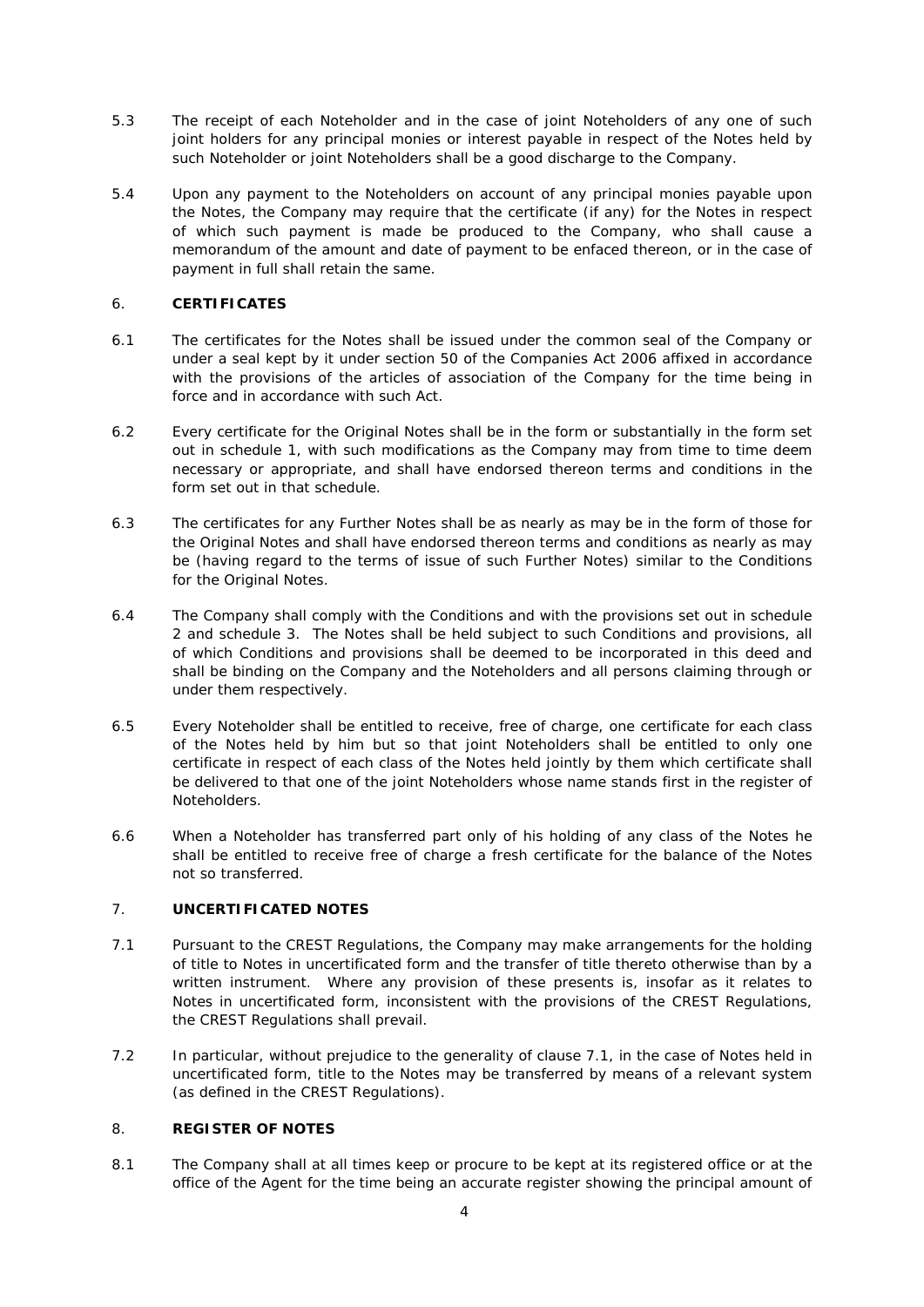5.3 The receipt of each Noteholder and in the case of joint Noteholders of any one of such joint holders for any principal monies or interest payable in respect of the Notes held by such Noteholder or joint Noteholders shall be a good discharge to the Company.

5.4 Upon any payment to the Noteholders on account of any principal monies payable upon the Notes, the Company may require that the certificate (if any) for the Notes in respect of which such payment is made be produced to the Company, who shall cause a memorandum of the amount and date of payment to be enfaced thereon, or in the case of payment in full shall retain the same.

## 6. CERTIFICATES

6.1 The certificates for the Notes shall be issued under the common seal of the Company or under a seal kept by it under section 50 of the Companies Act 2006 affixed in accordance with the provisions of the articles of association of the Company for the time being in force and in accordance with such Act.

6.2 Every certificate for the Original Notes shall be in the form or substantially in the form set out in schedule 1, with such modifications as the Company may from time to time deem necessary or appropriate, and shall have endorsed thereon terms and conditions in the form set out in that schedule.

6.3 The certificates for any Further Notes shall be as nearly as may be in the form of those for the Original Notes and shall have endorsed thereon terms and conditions as nearly as may be (having regard to the terms of issue of such Further Notes) similar to the Conditions for the Original Notes.

6.4 The Company shall comply with the Conditions and with the provisions set out in schedule 2 and schedule 3. The Notes shall be held subject to such Conditions and provisions, all of which Conditions and provisions shall be deemed to be incorporated in this deed and shall be binding on the Company and the Noteholders and all persons claiming through or under them respectively.

6.5 Every Noteholder shall be entitled to receive, free of charge, one certificate for each class of the Notes held by him but so that joint Noteholders shall be entitled to only one certificate in respect of each class of the Notes held jointly by them which certificate shall be delivered to that one of the joint Noteholders whose name stands first in the register of Noteholders.

6.6 When a Noteholder has transferred part only of his holding of any class of the Notes he shall be entitled to receive free of charge a fresh certificate for the balance of the Notes not so transferred.

## 7. UNCERTIFICATED NOTES

7.1 Pursuant to the CREST Regulations, the Company may make arrangements for the holding of title to Notes in uncertificated form and the transfer of title thereto otherwise than by a written instrument. Where any provision of these presents is, insofar as it relates to Notes in uncertificated form, inconsistent with the provisions of the CREST Regulations, the CREST Regulations shall prevail.

7.2 In particular, without prejudice to the generality of clause 7.1, in the case of Notes held in uncertificated form, title to the Notes may be transferred by means of a relevant system (as defined in the CREST Regulations).

## 8. REGISTER OF NOTES

8.1 The Company shall at all times keep or procure to be kept at its registered office or at the office of the Agent for the time being an accurate register showing the principal amount of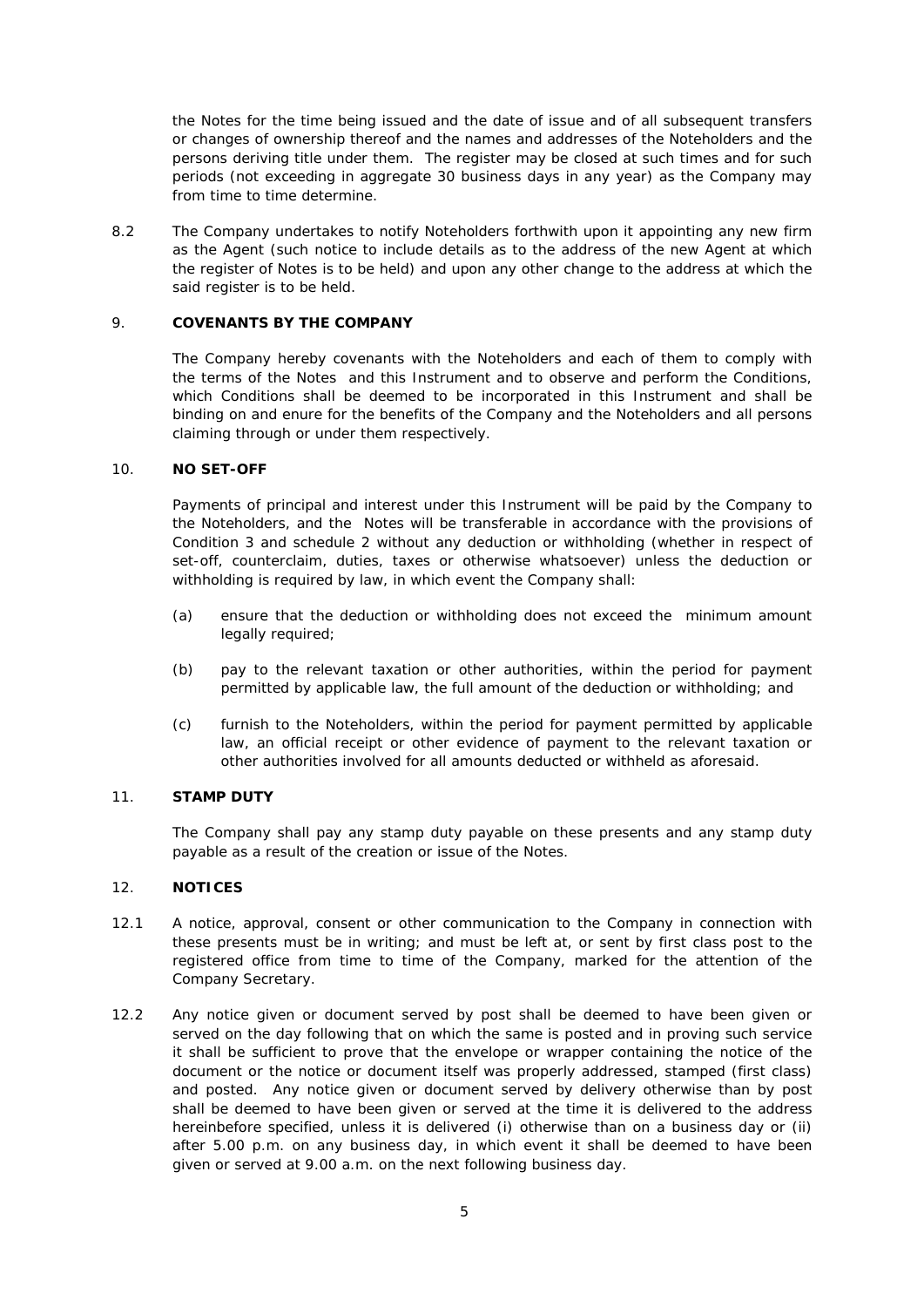the Notes for the time being issued and the date of issue and of all subsequent transfers or changes of ownership thereof and the names and addresses of the Noteholders and the persons deriving title under them. The register may be closed at such times and for such periods (not exceeding in aggregate 30 business days in any year) as the Company may from time to time determine.

8.2 The Company undertakes to notify Noteholders forthwith upon it appointing any new firm as the Agent (such notice to include details as to the address of the new Agent at which the register of Notes is to be held) and upon any other change to the address at which the said register is to be held.

9. **COVENANTS BY THE COMPANY**

The Company hereby covenants with the Noteholders and each of them to comply with the terms of the Notes and this Instrument and to observe and perform the Conditions, which Conditions shall be deemed to be incorporated in this Instrument and shall be binding on and enure for the benefits of the Company and the Noteholders and all persons claiming through or under them respectively.

10. **NO SET-OFF**

Payments of principal and interest under this Instrument will be paid by the Company to the Noteholders, and the Notes will be transferable in accordance with the provisions of Condition 3 and schedule 2 without any deduction or withholding (whether in respect of set-off, counterclaim, duties, taxes or otherwise whatsoever) unless the deduction or withholding is required by law, in which event the Company shall:

(a) ensure that the deduction or withholding does not exceed the minimum amount legally required;

(b) pay to the relevant taxation or other authorities, within the period for payment permitted by applicable law, the full amount of the deduction or withholding; and

(c) furnish to the Noteholders, within the period for payment permitted by applicable law, an official receipt or other evidence of payment to the relevant taxation or other authorities involved for all amounts deducted or withheld as aforesaid.

11. **STAMP DUTY**

The Company shall pay any stamp duty payable on these presents and any stamp duty payable as a result of the creation or issue of the Notes.

12. **NOTICES**

12.1 A notice, approval, consent or other communication to the Company in connection with these presents must be in writing; and must be left at, or sent by first class post to the registered office from time to time of the Company, marked for the attention of the Company Secretary.

12.2 Any notice given or document served by post shall be deemed to have been given or served on the day following that on which the same is posted and in proving such service it shall be sufficient to prove that the envelope or wrapper containing the notice of the document or the notice or document itself was properly addressed, stamped (first class) and posted. Any notice given or document served by delivery otherwise than by post shall be deemed to have been given or served at the time it is delivered to the address hereinbefore specified, unless it is delivered (i) otherwise than on a business day or (ii) after 5.00 p.m. on any business day, in which event it shall be deemed to have been given or served at 9.00 a.m. on the next following business day.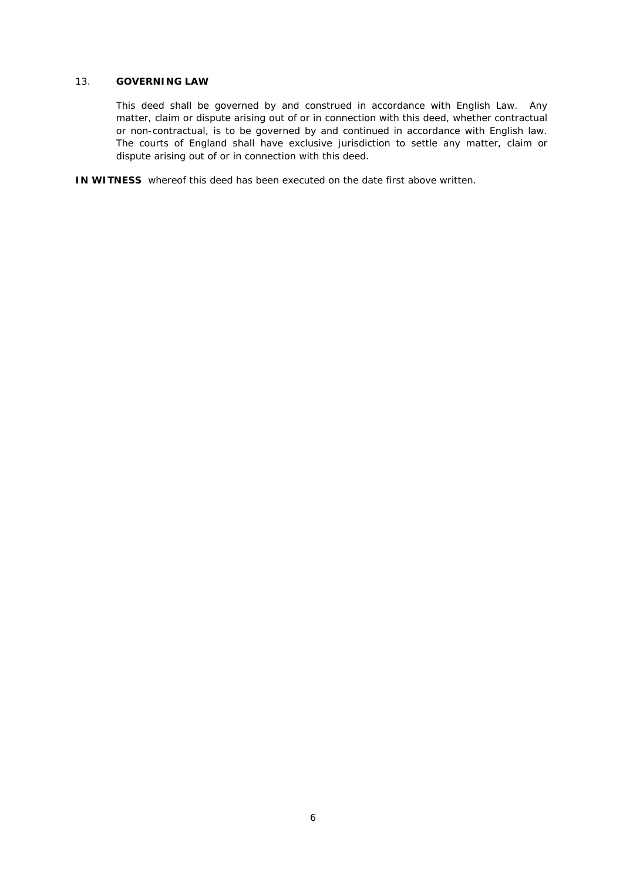13. **GOVERNING LAW**

This deed shall be governed by and construed in accordance with English Law. Any matter, claim or dispute arising out of or in connection with this deed, whether contractual or non-contractual, is to be governed by and continued in accordance with English law. The courts of England shall have exclusive jurisdiction to settle any matter, claim or dispute arising out of or in connection with this deed.

**IN WITNESS** whereof this deed has been executed on the date first above written.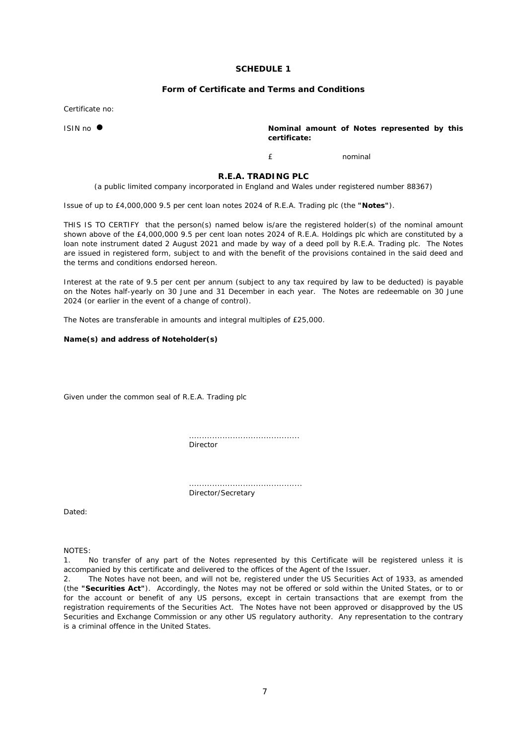## SCHEDULE 1

### Form of Certificate and Terms and Conditions

Certificate no:

ISIN no ●

**Nominal amount of Notes represented by this certificate:**

£ nominal

### R.E.A. TRADING PLC

(a public limited company incorporated in England and Wales under registered number 88367)

Issue of up to £4,000,000 9.5 per cent loan notes 2024 of R.E.A. Trading plc (the **"Notes"**).

THIS IS TO CERTIFY that the person(s) named below is/are the registered holder(s) of the nominal amount shown above of the £4,000,000 9.5 per cent loan notes 2024 of R.E.A. Holdings plc which are constituted by a loan note instrument dated 2 August 2021 and made by way of a deed poll by R.E.A. Trading plc. The Notes are issued in registered form, subject to and with the benefit of the provisions contained in the said deed and the terms and conditions endorsed hereon.

Interest at the rate of 9.5 per cent per annum (subject to any tax required by law to be deducted) is payable on the Notes half-yearly on 30 June and 31 December in each year. The Notes are redeemable on 30 June 2024 (or earlier in the event of a change of control).

The Notes are transferable in amounts and integral multiples of £25,000.

**Name(s) and address of Noteholder(s)**

Given under the common seal of R.E.A. Trading plc

..........................................
Director

..........................................
Director/Secretary

Dated:

NOTES:

1. No transfer of any part of the Notes represented by this Certificate will be registered unless it is accompanied by this certificate and delivered to the offices of the Agent of the Issuer.
2. The Notes have not been, and will not be, registered under the US Securities Act of 1933, as amended (the **"Securities Act"**). Accordingly, the Notes may not be offered or sold within the United States, or to or for the account or benefit of any US persons, except in certain transactions that are exempt from the registration requirements of the Securities Act. The Notes have not been approved or disapproved by the US Securities and Exchange Commission or any other US regulatory authority. Any representation to the contrary is a criminal offence in the United States.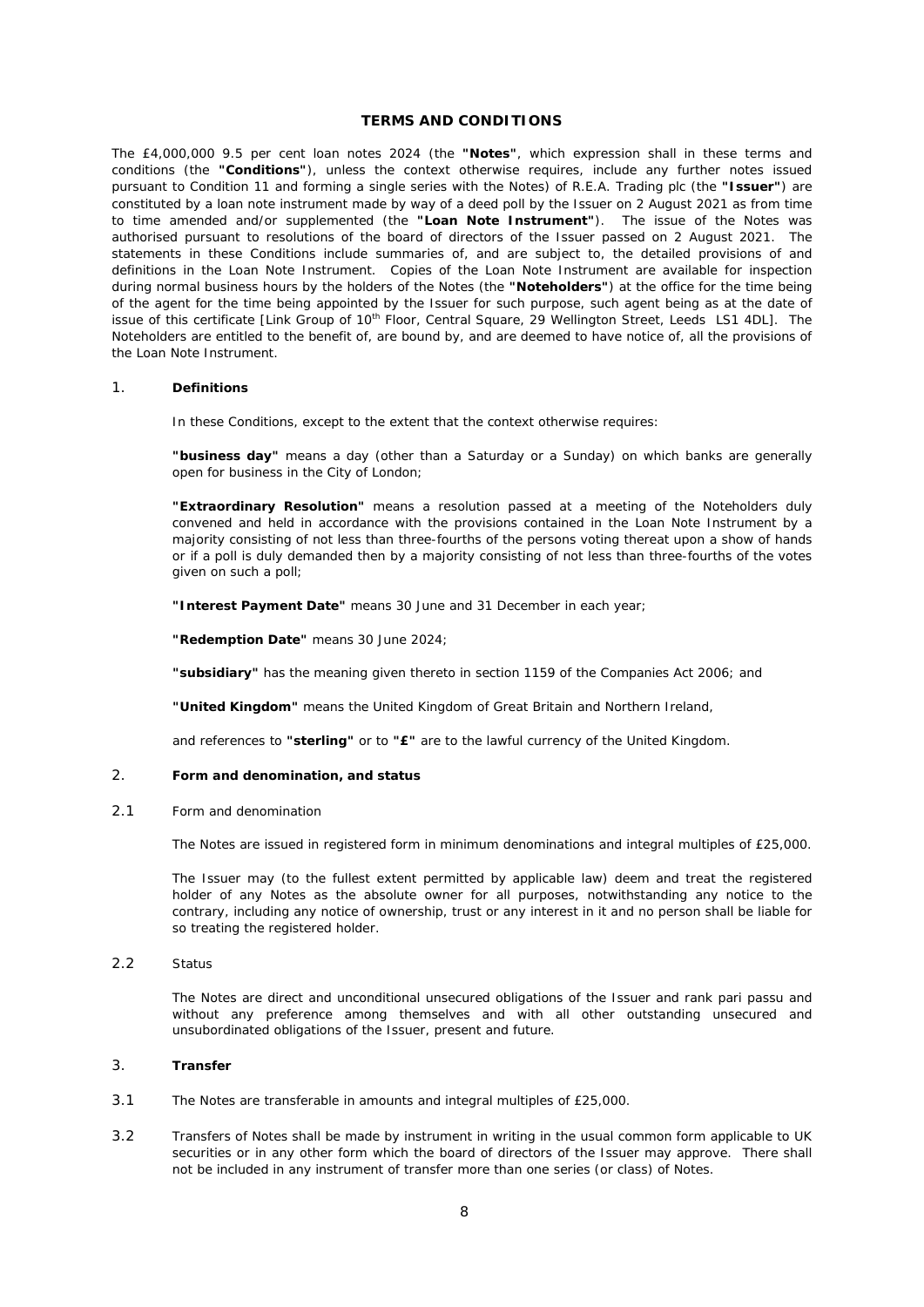# TERMS AND CONDITIONS

The £4,000,000 9.5 per cent loan notes 2024 (the **"Notes"**, which expression shall in these terms and conditions (the **"Conditions"**), unless the context otherwise requires, include any further notes issued pursuant to Condition 11 and forming a single series with the Notes) of R.E.A. Trading plc (the **"Issuer"**) are constituted by a loan note instrument made by way of a deed poll by the Issuer on 2 August 2021 as from time to time amended and/or supplemented (the **"Loan Note Instrument"**). The issue of the Notes was authorised pursuant to resolutions of the board of directors of the Issuer passed on 2 August 2021. The statements in these Conditions include summaries of, and are subject to, the detailed provisions of and definitions in the Loan Note Instrument. Copies of the Loan Note Instrument are available for inspection during normal business hours by the holders of the Notes (the **"Noteholders"**) at the office for the time being of the agent for the time being appointed by the Issuer for such purpose, such agent being as at the date of issue of this certificate [Link Group of 10th Floor, Central Square, 29 Wellington Street, Leeds LS1 4DL]. The Noteholders are entitled to the benefit of, are bound by, and are deemed to have notice of, all the provisions of the Loan Note Instrument.

## 1. Definitions

In these Conditions, except to the extent that the context otherwise requires:

**"business day"** means a day (other than a Saturday or a Sunday) on which banks are generally open for business in the City of London;

**"Extraordinary Resolution"** means a resolution passed at a meeting of the Noteholders duly convened and held in accordance with the provisions contained in the Loan Note Instrument by a majority consisting of not less than three-fourths of the persons voting thereat upon a show of hands or if a poll is duly demanded then by a majority consisting of not less than three-fourths of the votes given on such a poll;

**"Interest Payment Date"** means 30 June and 31 December in each year;

**"Redemption Date"** means 30 June 2024;

**"subsidiary"** has the meaning given thereto in section 1159 of the Companies Act 2006; and

**"United Kingdom"** means the United Kingdom of Great Britain and Northern Ireland,

and references to **"sterling"** or to **"£"** are to the lawful currency of the United Kingdom.

## 2. Form and denomination, and status

### 2.1 Form and denomination

The Notes are issued in registered form in minimum denominations and integral multiples of £25,000.

The Issuer may (to the fullest extent permitted by applicable law) deem and treat the registered holder of any Notes as the absolute owner for all purposes, notwithstanding any notice to the contrary, including any notice of ownership, trust or any interest in it and no person shall be liable for so treating the registered holder.

### 2.2 Status

The Notes are direct and unconditional unsecured obligations of the Issuer and rank pari passu and without any preference among themselves and with all other outstanding unsecured and unsubordinated obligations of the Issuer, present and future.

## 3. Transfer

3.1 The Notes are transferable in amounts and integral multiples of £25,000.

3.2 Transfers of Notes shall be made by instrument in writing in the usual common form applicable to UK securities or in any other form which the board of directors of the Issuer may approve. There shall not be included in any instrument of transfer more than one series (or class) of Notes.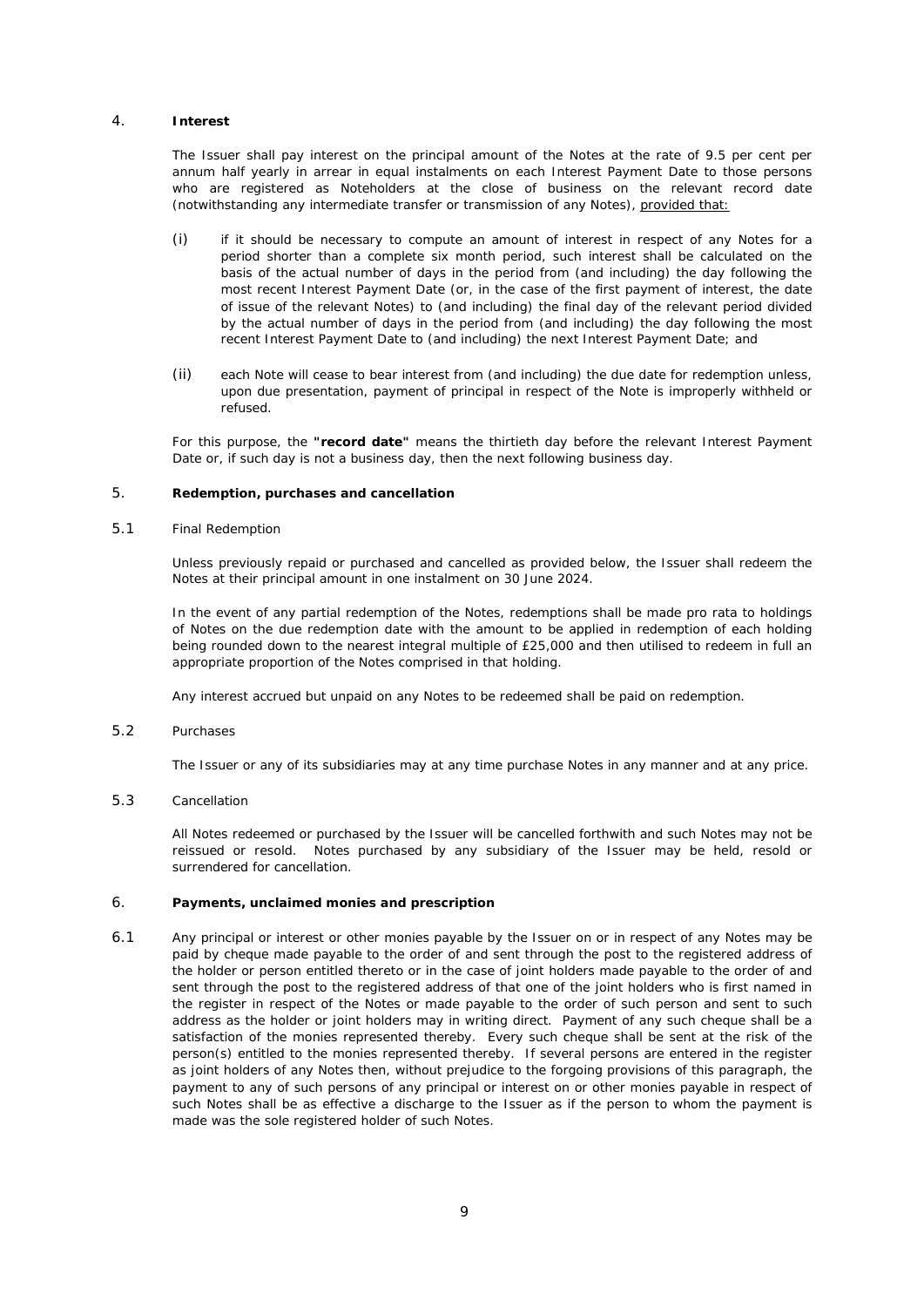## 4. **Interest**

The Issuer shall pay interest on the principal amount of the Notes at the rate of 9.5 per cent per annum half yearly in arrear in equal instalments on each Interest Payment Date to those persons who are registered as Noteholders at the close of business on the relevant record date (notwithstanding any intermediate transfer or transmission of any Notes), provided that:

(i) if it should be necessary to compute an amount of interest in respect of any Notes for a period shorter than a complete six month period, such interest shall be calculated on the basis of the actual number of days in the period from (and including) the day following the most recent Interest Payment Date (or, in the case of the first payment of interest, the date of issue of the relevant Notes) to (and including) the final day of the relevant period divided by the actual number of days in the period from (and including) the day following the most recent Interest Payment Date to (and including) the next Interest Payment Date; and

(ii) each Note will cease to bear interest from (and including) the due date for redemption unless, upon due presentation, payment of principal in respect of the Note is improperly withheld or refused.

For this purpose, the **"record date"** means the thirtieth day before the relevant Interest Payment Date or, if such day is not a business day, then the next following business day.

## 5. **Redemption, purchases and cancellation**

### 5.1 Final Redemption

Unless previously repaid or purchased and cancelled as provided below, the Issuer shall redeem the Notes at their principal amount in one instalment on 30 June 2024.

In the event of any partial redemption of the Notes, redemptions shall be made pro rata to holdings of Notes on the due redemption date with the amount to be applied in redemption of each holding being rounded down to the nearest integral multiple of £25,000 and then utilised to redeem in full an appropriate proportion of the Notes comprised in that holding.

Any interest accrued but unpaid on any Notes to be redeemed shall be paid on redemption.

### 5.2 Purchases

The Issuer or any of its subsidiaries may at any time purchase Notes in any manner and at any price.

### 5.3 Cancellation

All Notes redeemed or purchased by the Issuer will be cancelled forthwith and such Notes may not be reissued or resold. Notes purchased by any subsidiary of the Issuer may be held, resold or surrendered for cancellation.

## 6. **Payments, unclaimed monies and prescription**

6.1 Any principal or interest or other monies payable by the Issuer on or in respect of any Notes may be paid by cheque made payable to the order of and sent through the post to the registered address of the holder or person entitled thereto or in the case of joint holders made payable to the order of and sent through the post to the registered address of that one of the joint holders who is first named in the register in respect of the Notes or made payable to the order of such person and sent to such address as the holder or joint holders may in writing direct. Payment of any such cheque shall be a satisfaction of the monies represented thereby. Every such cheque shall be sent at the risk of the person(s) entitled to the monies represented thereby. If several persons are entered in the register as joint holders of any Notes then, without prejudice to the forgoing provisions of this paragraph, the payment to any of such persons of any principal or interest on or other monies payable in respect of such Notes shall be as effective a discharge to the Issuer as if the person to whom the payment is made was the sole registered holder of such Notes.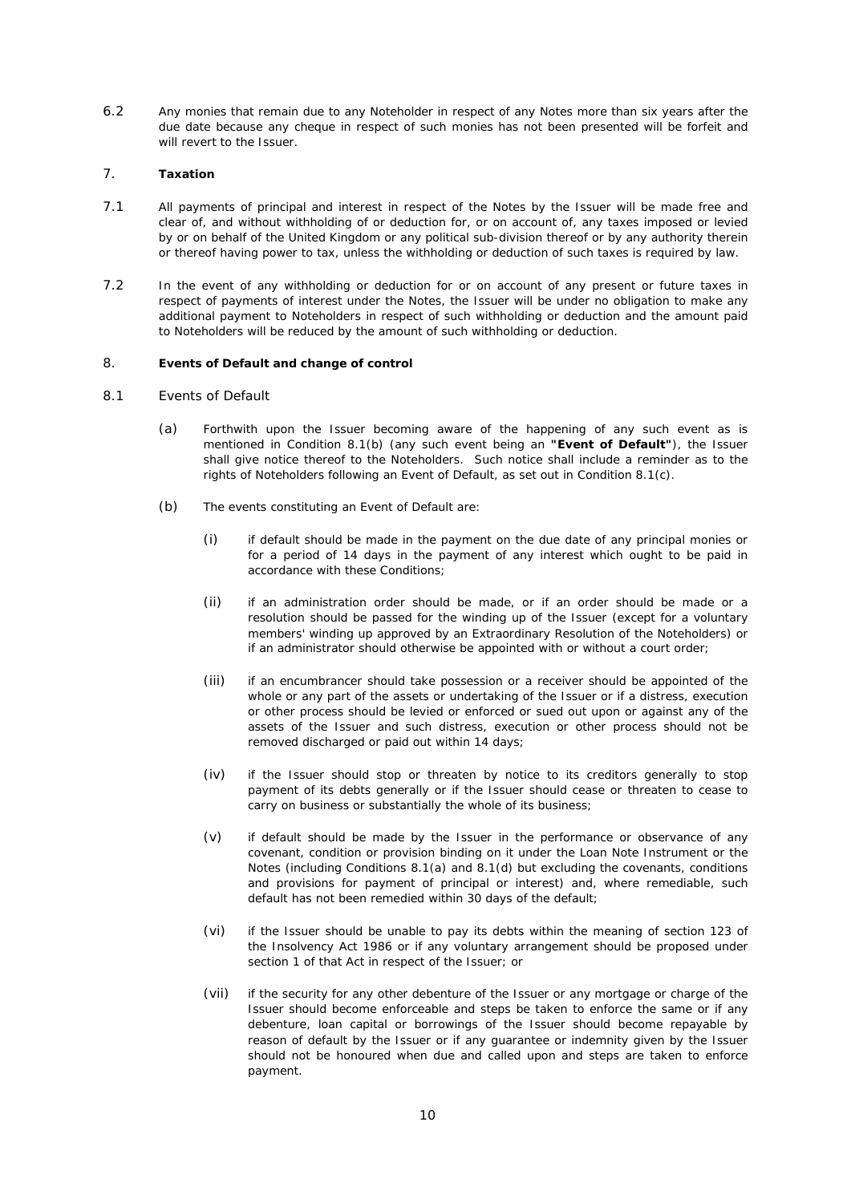6.2 Any monies that remain due to any Noteholder in respect of any Notes more than six years after the due date because any cheque in respect of such monies has not been presented will be forfeit and will revert to the Issuer.

## 7. Taxation

7.1 All payments of principal and interest in respect of the Notes by the Issuer will be made free and clear of, and without withholding of or deduction for, or on account of, any taxes imposed or levied by or on behalf of the United Kingdom or any political sub-division thereof or by any authority therein or thereof having power to tax, unless the withholding or deduction of such taxes is required by law.

7.2 In the event of any withholding or deduction for or on account of any present or future taxes in respect of payments of interest under the Notes, the Issuer will be under no obligation to make any additional payment to Noteholders in respect of such withholding or deduction and the amount paid to Noteholders will be reduced by the amount of such withholding or deduction.

## 8. Events of Default and change of control

### 8.1 Events of Default

(a) Forthwith upon the Issuer becoming aware of the happening of any such event as is mentioned in Condition 8.1(b) (any such event being an **"Event of Default"**), the Issuer shall give notice thereof to the Noteholders. Such notice shall include a reminder as to the rights of Noteholders following an Event of Default, as set out in Condition 8.1(c).

(b) The events constituting an Event of Default are:

(i) if default should be made in the payment on the due date of any principal monies or for a period of 14 days in the payment of any interest which ought to be paid in accordance with these Conditions;

(ii) if an administration order should be made, or if an order should be made or a resolution should be passed for the winding up of the Issuer (except for a voluntary members' winding up approved by an Extraordinary Resolution of the Noteholders) or if an administrator should otherwise be appointed with or without a court order;

(iii) if an encumbrancer should take possession or a receiver should be appointed of the whole or any part of the assets or undertaking of the Issuer or if a distress, execution or other process should be levied or enforced or sued out upon or against any of the assets of the Issuer and such distress, execution or other process should not be removed discharged or paid out within 14 days;

(iv) if the Issuer should stop or threaten by notice to its creditors generally to stop payment of its debts generally or if the Issuer should cease or threaten to cease to carry on business or substantially the whole of its business;

(v) if default should be made by the Issuer in the performance or observance of any covenant, condition or provision binding on it under the Loan Note Instrument or the Notes (including Conditions 8.1(a) and 8.1(d) but excluding the covenants, conditions and provisions for payment of principal or interest) and, where remediable, such default has not been remedied within 30 days of the default;

(vi) if the Issuer should be unable to pay its debts within the meaning of section 123 of the Insolvency Act 1986 or if any voluntary arrangement should be proposed under section 1 of that Act in respect of the Issuer; or

(vii) if the security for any other debenture of the Issuer or any mortgage or charge of the Issuer should become enforceable and steps be taken to enforce the same or if any debenture, loan capital or borrowings of the Issuer should become repayable by reason of default by the Issuer or if any guarantee or indemnity given by the Issuer should not be honoured when due and called upon and steps are taken to enforce payment.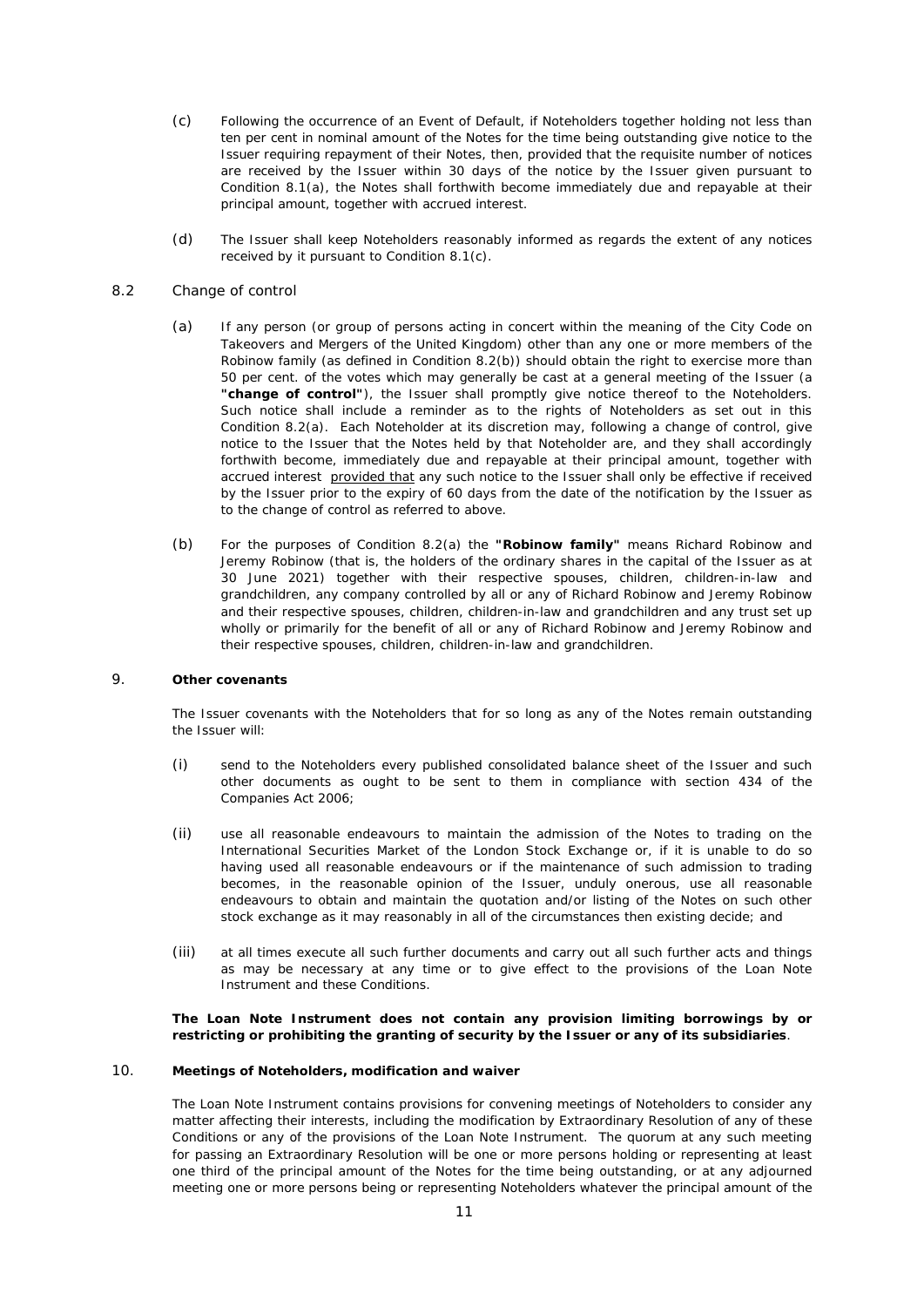(c) Following the occurrence of an Event of Default, if Noteholders together holding not less than ten per cent in nominal amount of the Notes for the time being outstanding give notice to the Issuer requiring repayment of their Notes, then, provided that the requisite number of notices are received by the Issuer within 30 days of the notice by the Issuer given pursuant to Condition 8.1(a), the Notes shall forthwith become immediately due and repayable at their principal amount, together with accrued interest.

(d) The Issuer shall keep Noteholders reasonably informed as regards the extent of any notices received by it pursuant to Condition 8.1(c).

8.2 Change of control

(a) If any person (or group of persons acting in concert within the meaning of the City Code on Takeovers and Mergers of the United Kingdom) other than any one or more members of the Robinow family (as defined in Condition 8.2(b)) should obtain the right to exercise more than 50 per cent. of the votes which may generally be cast at a general meeting of the Issuer (a **"change of control"**), the Issuer shall promptly give notice thereof to the Noteholders. Such notice shall include a reminder as to the rights of Noteholders as set out in this Condition 8.2(a). Each Noteholder at its discretion may, following a change of control, give notice to the Issuer that the Notes held by that Noteholder are, and they shall accordingly forthwith become, immediately due and repayable at their principal amount, together with accrued interest provided that any such notice to the Issuer shall only be effective if received by the Issuer prior to the expiry of 60 days from the date of the notification by the Issuer as to the change of control as referred to above.

(b) For the purposes of Condition 8.2(a) the **"Robinow family"** means Richard Robinow and Jeremy Robinow (that is, the holders of the ordinary shares in the capital of the Issuer as at 30 June 2021) together with their respective spouses, children, children-in-law and grandchildren, any company controlled by all or any of Richard Robinow and Jeremy Robinow and their respective spouses, children, children-in-law and grandchildren and any trust set up wholly or primarily for the benefit of all or any of Richard Robinow and Jeremy Robinow and their respective spouses, children, children-in-law and grandchildren.

9. **Other covenants**

The Issuer covenants with the Noteholders that for so long as any of the Notes remain outstanding the Issuer will:

(i) send to the Noteholders every published consolidated balance sheet of the Issuer and such other documents as ought to be sent to them in compliance with section 434 of the Companies Act 2006;

(ii) use all reasonable endeavours to maintain the admission of the Notes to trading on the International Securities Market of the London Stock Exchange or, if it is unable to do so having used all reasonable endeavours or if the maintenance of such admission to trading becomes, in the reasonable opinion of the Issuer, unduly onerous, use all reasonable endeavours to obtain and maintain the quotation and/or listing of the Notes on such other stock exchange as it may reasonably in all of the circumstances then existing decide; and

(iii) at all times execute all such further documents and carry out all such further acts and things as may be necessary at any time or to give effect to the provisions of the Loan Note Instrument and these Conditions.

**The Loan Note Instrument does not contain any provision limiting borrowings by or restricting or prohibiting the granting of security by the Issuer or any of its subsidiaries**.

10. **Meetings of Noteholders, modification and waiver**

The Loan Note Instrument contains provisions for convening meetings of Noteholders to consider any matter affecting their interests, including the modification by Extraordinary Resolution of any of these Conditions or any of the provisions of the Loan Note Instrument. The quorum at any such meeting for passing an Extraordinary Resolution will be one or more persons holding or representing at least one third of the principal amount of the Notes for the time being outstanding, or at any adjourned meeting one or more persons being or representing Noteholders whatever the principal amount of the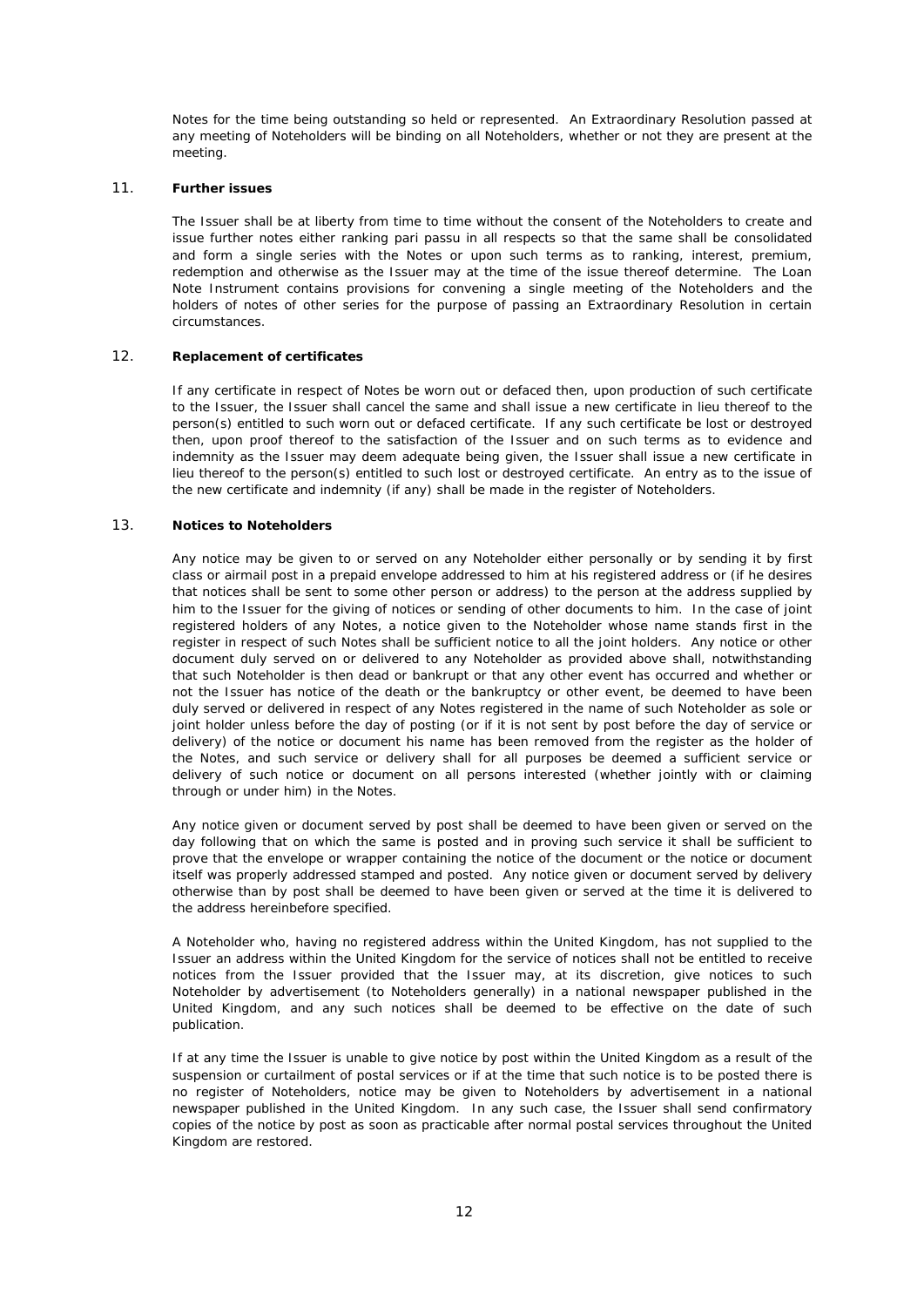Notes for the time being outstanding so held or represented. An Extraordinary Resolution passed at any meeting of Noteholders will be binding on all Noteholders, whether or not they are present at the meeting.

## 11. Further issues

The Issuer shall be at liberty from time to time without the consent of the Noteholders to create and issue further notes either ranking pari passu in all respects so that the same shall be consolidated and form a single series with the Notes or upon such terms as to ranking, interest, premium, redemption and otherwise as the Issuer may at the time of the issue thereof determine. The Loan Note Instrument contains provisions for convening a single meeting of the Noteholders and the holders of notes of other series for the purpose of passing an Extraordinary Resolution in certain circumstances.

## 12. Replacement of certificates

If any certificate in respect of Notes be worn out or defaced then, upon production of such certificate to the Issuer, the Issuer shall cancel the same and shall issue a new certificate in lieu thereof to the person(s) entitled to such worn out or defaced certificate. If any such certificate be lost or destroyed then, upon proof thereof to the satisfaction of the Issuer and on such terms as to evidence and indemnity as the Issuer may deem adequate being given, the Issuer shall issue a new certificate in lieu thereof to the person(s) entitled to such lost or destroyed certificate. An entry as to the issue of the new certificate and indemnity (if any) shall be made in the register of Noteholders.

## 13. Notices to Noteholders

Any notice may be given to or served on any Noteholder either personally or by sending it by first class or airmail post in a prepaid envelope addressed to him at his registered address or (if he desires that notices shall be sent to some other person or address) to the person at the address supplied by him to the Issuer for the giving of notices or sending of other documents to him. In the case of joint registered holders of any Notes, a notice given to the Noteholder whose name stands first in the register in respect of such Notes shall be sufficient notice to all the joint holders. Any notice or other document duly served on or delivered to any Noteholder as provided above shall, notwithstanding that such Noteholder is then dead or bankrupt or that any other event has occurred and whether or not the Issuer has notice of the death or the bankruptcy or other event, be deemed to have been duly served or delivered in respect of any Notes registered in the name of such Noteholder as sole or joint holder unless before the day of posting (or if it is not sent by post before the day of service or delivery) of the notice or document his name has been removed from the register as the holder of the Notes, and such service or delivery shall for all purposes be deemed a sufficient service or delivery of such notice or document on all persons interested (whether jointly with or claiming through or under him) in the Notes.

Any notice given or document served by post shall be deemed to have been given or served on the day following that on which the same is posted and in proving such service it shall be sufficient to prove that the envelope or wrapper containing the notice of the document or the notice or document itself was properly addressed stamped and posted. Any notice given or document served by delivery otherwise than by post shall be deemed to have been given or served at the time it is delivered to the address hereinbefore specified.

A Noteholder who, having no registered address within the United Kingdom, has not supplied to the Issuer an address within the United Kingdom for the service of notices shall not be entitled to receive notices from the Issuer provided that the Issuer may, at its discretion, give notices to such Noteholder by advertisement (to Noteholders generally) in a national newspaper published in the United Kingdom, and any such notices shall be deemed to be effective on the date of such publication.

If at any time the Issuer is unable to give notice by post within the United Kingdom as a result of the suspension or curtailment of postal services or if at the time that such notice is to be posted there is no register of Noteholders, notice may be given to Noteholders by advertisement in a national newspaper published in the United Kingdom. In any such case, the Issuer shall send confirmatory copies of the notice by post as soon as practicable after normal postal services throughout the United Kingdom are restored.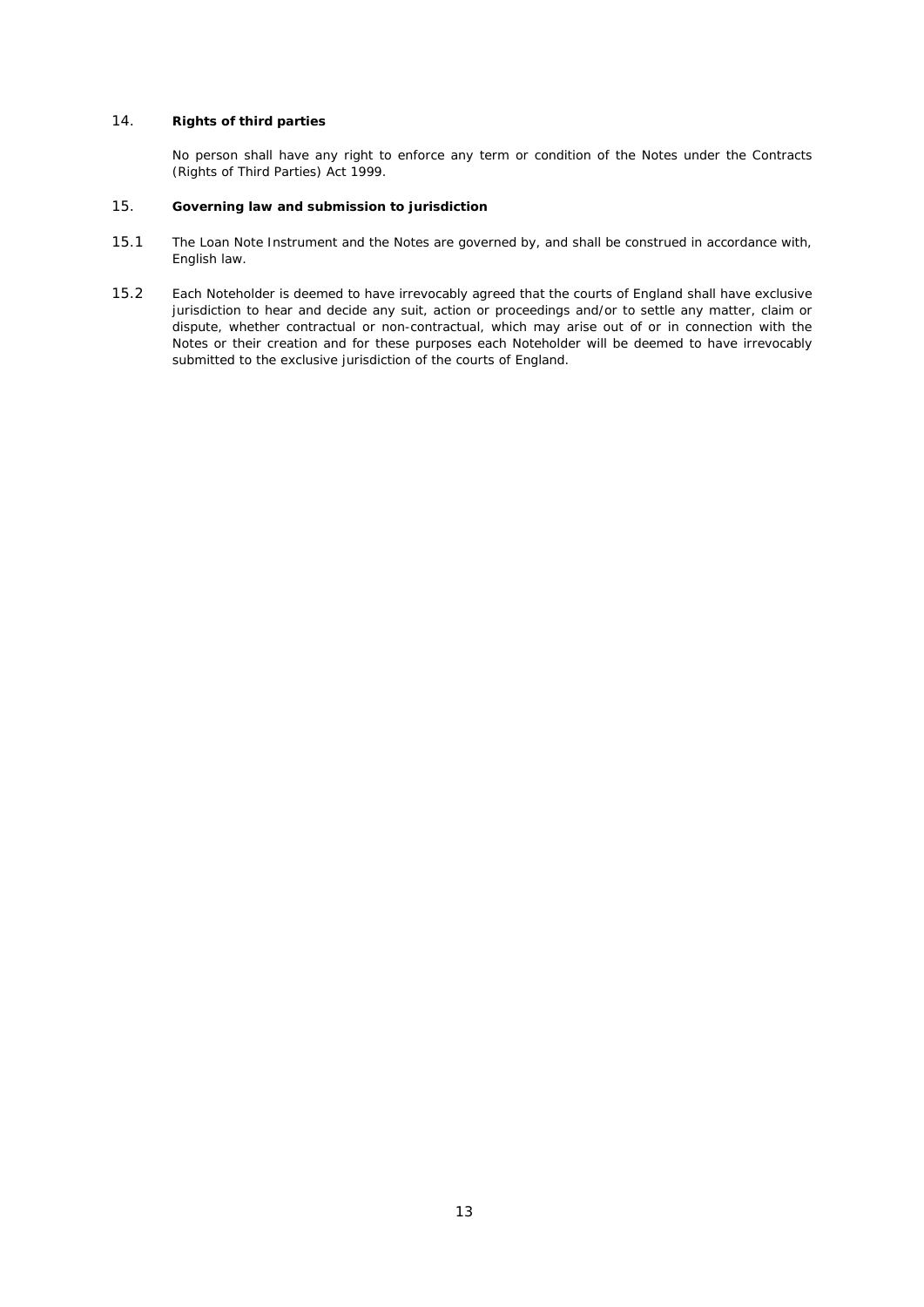## 14. Rights of third parties

No person shall have any right to enforce any term or condition of the Notes under the Contracts (Rights of Third Parties) Act 1999.

## 15. Governing law and submission to jurisdiction

15.1 The Loan Note Instrument and the Notes are governed by, and shall be construed in accordance with, English law.

15.2 Each Noteholder is deemed to have irrevocably agreed that the courts of England shall have exclusive jurisdiction to hear and decide any suit, action or proceedings and/or to settle any matter, claim or dispute, whether contractual or non-contractual, which may arise out of or in connection with the Notes or their creation and for these purposes each Noteholder will be deemed to have irrevocably submitted to the exclusive jurisdiction of the courts of England.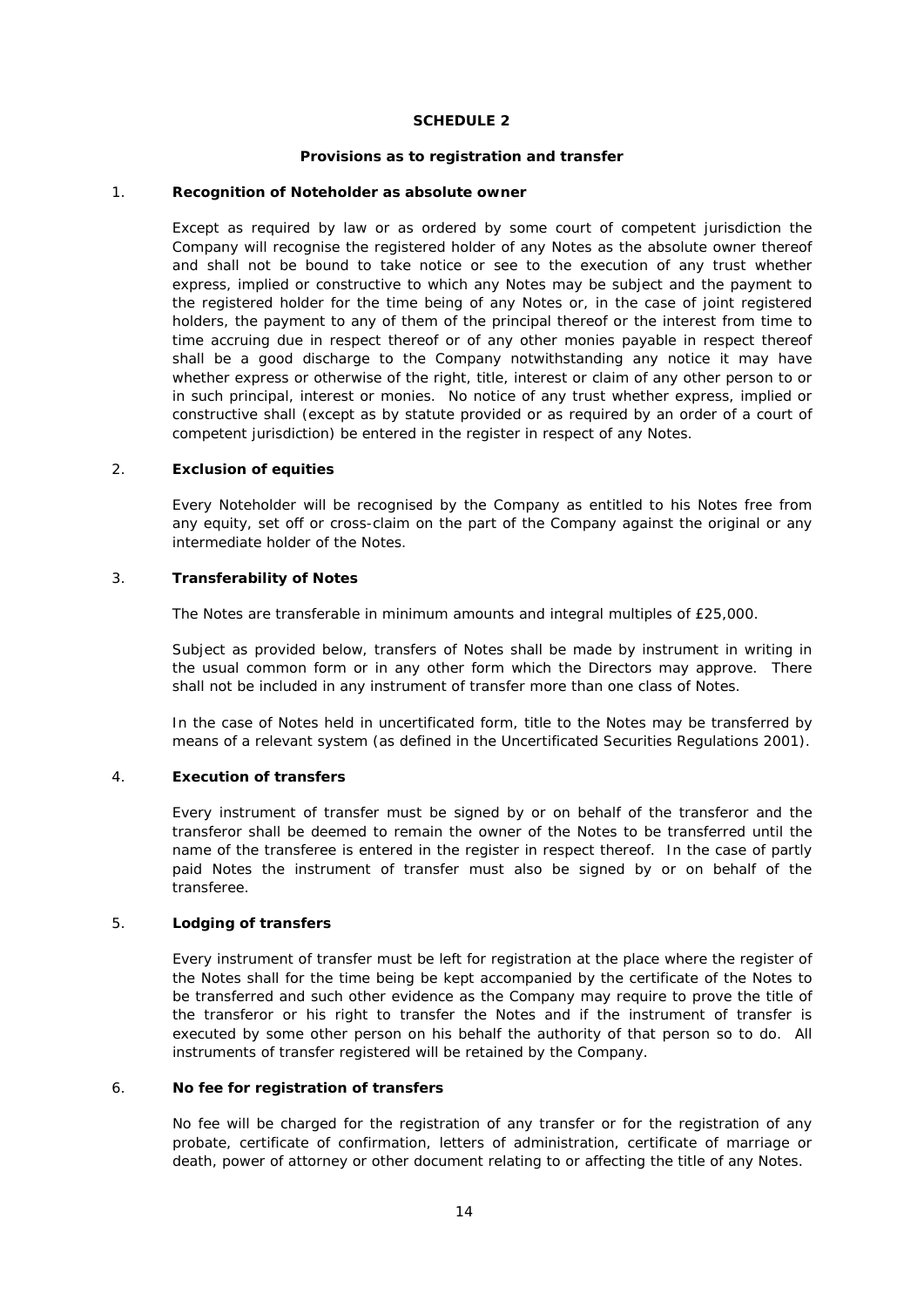# SCHEDULE 2

## Provisions as to registration and transfer

1. **Recognition of Noteholder as absolute owner**

   Except as required by law or as ordered by some court of competent jurisdiction the Company will recognise the registered holder of any Notes as the absolute owner thereof and shall not be bound to take notice or see to the execution of any trust whether express, implied or constructive to which any Notes may be subject and the payment to the registered holder for the time being of any Notes or, in the case of joint registered holders, the payment to any of them of the principal thereof or the interest from time to time accruing due in respect thereof or of any other monies payable in respect thereof shall be a good discharge to the Company notwithstanding any notice it may have whether express or otherwise of the right, title, interest or claim of any other person to or in such principal, interest or monies. No notice of any trust whether express, implied or constructive shall (except as by statute provided or as required by an order of a court of competent jurisdiction) be entered in the register in respect of any Notes.

2. **Exclusion of equities**

   Every Noteholder will be recognised by the Company as entitled to his Notes free from any equity, set off or cross-claim on the part of the Company against the original or any intermediate holder of the Notes.

3. **Transferability of Notes**

   The Notes are transferable in minimum amounts and integral multiples of £25,000.

   Subject as provided below, transfers of Notes shall be made by instrument in writing in the usual common form or in any other form which the Directors may approve. There shall not be included in any instrument of transfer more than one class of Notes.

   In the case of Notes held in uncertificated form, title to the Notes may be transferred by means of a relevant system (as defined in the Uncertificated Securities Regulations 2001).

4. **Execution of transfers**

   Every instrument of transfer must be signed by or on behalf of the transferor and the transferor shall be deemed to remain the owner of the Notes to be transferred until the name of the transferee is entered in the register in respect thereof. In the case of partly paid Notes the instrument of transfer must also be signed by or on behalf of the transferee.

5. **Lodging of transfers**

   Every instrument of transfer must be left for registration at the place where the register of the Notes shall for the time being be kept accompanied by the certificate of the Notes to be transferred and such other evidence as the Company may require to prove the title of the transferor or his right to transfer the Notes and if the instrument of transfer is executed by some other person on his behalf the authority of that person so to do. All instruments of transfer registered will be retained by the Company.

6. **No fee for registration of transfers**

   No fee will be charged for the registration of any transfer or for the registration of any probate, certificate of confirmation, letters of administration, certificate of marriage or death, power of attorney or other document relating to or affecting the title of any Notes.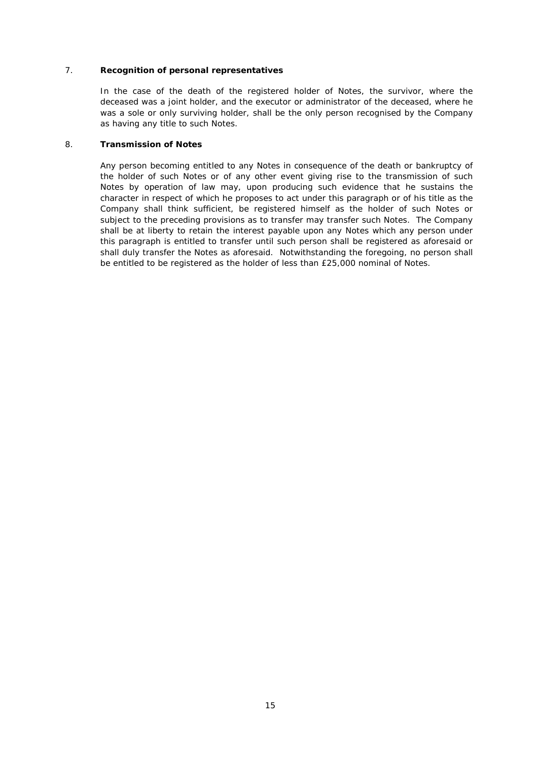7. **Recognition of personal representatives**

In the case of the death of the registered holder of Notes, the survivor, where the deceased was a joint holder, and the executor or administrator of the deceased, where he was a sole or only surviving holder, shall be the only person recognised by the Company as having any title to such Notes.

8. **Transmission of Notes**

Any person becoming entitled to any Notes in consequence of the death or bankruptcy of the holder of such Notes or of any other event giving rise to the transmission of such Notes by operation of law may, upon producing such evidence that he sustains the character in respect of which he proposes to act under this paragraph or of his title as the Company shall think sufficient, be registered himself as the holder of such Notes or subject to the preceding provisions as to transfer may transfer such Notes. The Company shall be at liberty to retain the interest payable upon any Notes which any person under this paragraph is entitled to transfer until such person shall be registered as aforesaid or shall duly transfer the Notes as aforesaid. Notwithstanding the foregoing, no person shall be entitled to be registered as the holder of less than £25,000 nominal of Notes.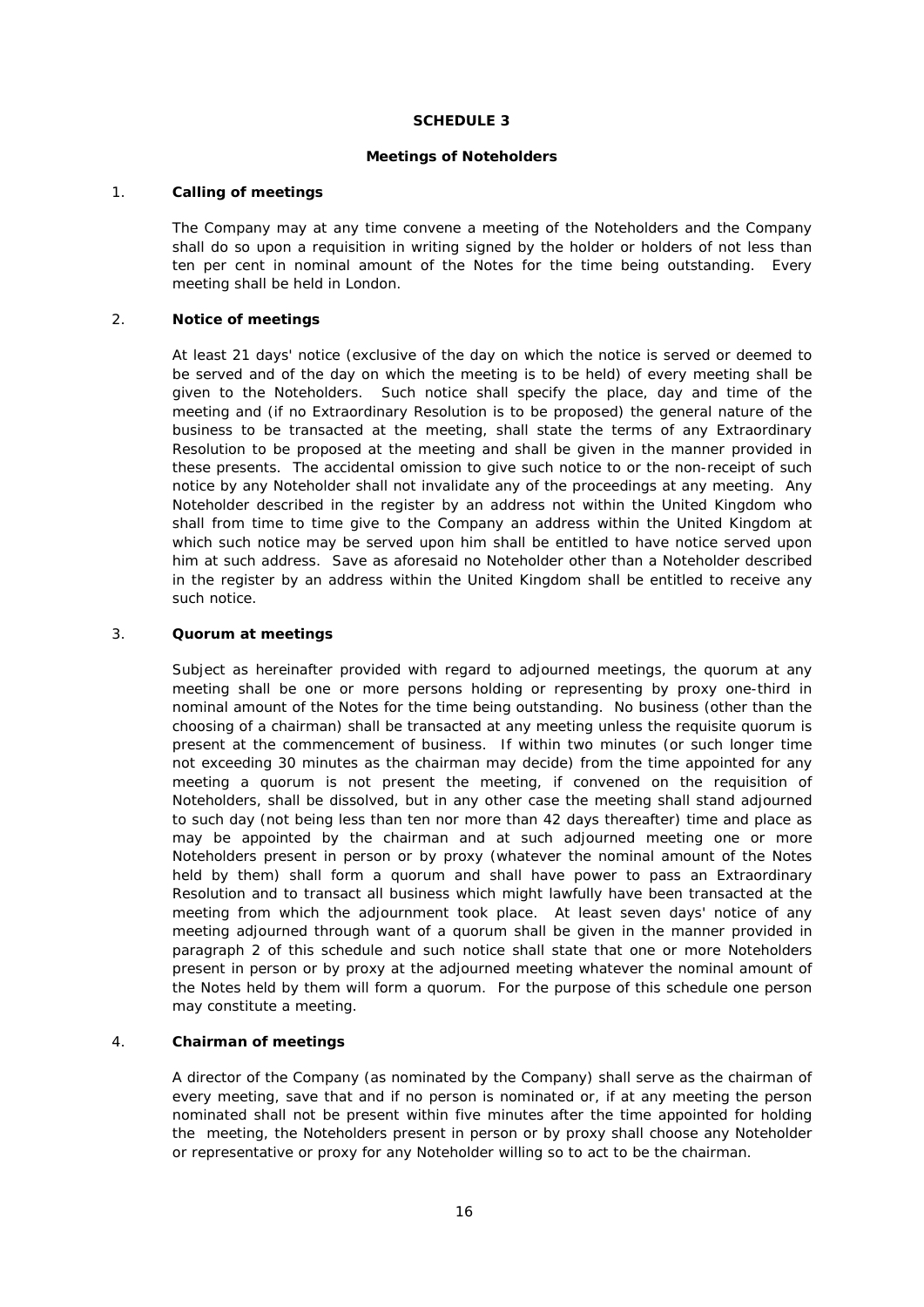# SCHEDULE 3

## Meetings of Noteholders

### 1. Calling of meetings

The Company may at any time convene a meeting of the Noteholders and the Company shall do so upon a requisition in writing signed by the holder or holders of not less than ten per cent in nominal amount of the Notes for the time being outstanding. Every meeting shall be held in London.

### 2. Notice of meetings

At least 21 days' notice (exclusive of the day on which the notice is served or deemed to be served and of the day on which the meeting is to be held) of every meeting shall be given to the Noteholders. Such notice shall specify the place, day and time of the meeting and (if no Extraordinary Resolution is to be proposed) the general nature of the business to be transacted at the meeting, shall state the terms of any Extraordinary Resolution to be proposed at the meeting and shall be given in the manner provided in these presents. The accidental omission to give such notice to or the non-receipt of such notice by any Noteholder shall not invalidate any of the proceedings at any meeting. Any Noteholder described in the register by an address not within the United Kingdom who shall from time to time give to the Company an address within the United Kingdom at which such notice may be served upon him shall be entitled to have notice served upon him at such address. Save as aforesaid no Noteholder other than a Noteholder described in the register by an address within the United Kingdom shall be entitled to receive any such notice.

### 3. Quorum at meetings

Subject as hereinafter provided with regard to adjourned meetings, the quorum at any meeting shall be one or more persons holding or representing by proxy one-third in nominal amount of the Notes for the time being outstanding. No business (other than the choosing of a chairman) shall be transacted at any meeting unless the requisite quorum is present at the commencement of business. If within two minutes (or such longer time not exceeding 30 minutes as the chairman may decide) from the time appointed for any meeting a quorum is not present the meeting, if convened on the requisition of Noteholders, shall be dissolved, but in any other case the meeting shall stand adjourned to such day (not being less than ten nor more than 42 days thereafter) time and place as may be appointed by the chairman and at such adjourned meeting one or more Noteholders present in person or by proxy (whatever the nominal amount of the Notes held by them) shall form a quorum and shall have power to pass an Extraordinary Resolution and to transact all business which might lawfully have been transacted at the meeting from which the adjournment took place. At least seven days' notice of any meeting adjourned through want of a quorum shall be given in the manner provided in paragraph 2 of this schedule and such notice shall state that one or more Noteholders present in person or by proxy at the adjourned meeting whatever the nominal amount of the Notes held by them will form a quorum. For the purpose of this schedule one person may constitute a meeting.

### 4. Chairman of meetings

A director of the Company (as nominated by the Company) shall serve as the chairman of every meeting, save that and if no person is nominated or, if at any meeting the person nominated shall not be present within five minutes after the time appointed for holding the meeting, the Noteholders present in person or by proxy shall choose any Noteholder or representative or proxy for any Noteholder willing so to act to be the chairman.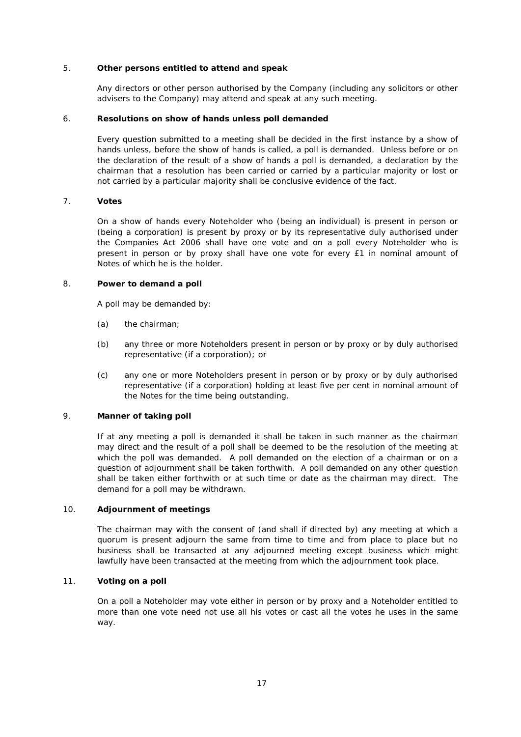5. **Other persons entitled to attend and speak**

Any directors or other person authorised by the Company (including any solicitors or other advisers to the Company) may attend and speak at any such meeting.

6. **Resolutions on show of hands unless poll demanded**

Every question submitted to a meeting shall be decided in the first instance by a show of hands unless, before the show of hands is called, a poll is demanded. Unless before or on the declaration of the result of a show of hands a poll is demanded, a declaration by the chairman that a resolution has been carried or carried by a particular majority or lost or not carried by a particular majority shall be conclusive evidence of the fact.

7. **Votes**

On a show of hands every Noteholder who (being an individual) is present in person or (being a corporation) is present by proxy or by its representative duly authorised under the Companies Act 2006 shall have one vote and on a poll every Noteholder who is present in person or by proxy shall have one vote for every £1 in nominal amount of Notes of which he is the holder.

8. **Power to demand a poll**

A poll may be demanded by:

(a) the chairman;

(b) any three or more Noteholders present in person or by proxy or by duly authorised representative (if a corporation); or

(c) any one or more Noteholders present in person or by proxy or by duly authorised representative (if a corporation) holding at least five per cent in nominal amount of the Notes for the time being outstanding.

9. **Manner of taking poll**

If at any meeting a poll is demanded it shall be taken in such manner as the chairman may direct and the result of a poll shall be deemed to be the resolution of the meeting at which the poll was demanded. A poll demanded on the election of a chairman or on a question of adjournment shall be taken forthwith. A poll demanded on any other question shall be taken either forthwith or at such time or date as the chairman may direct. The demand for a poll may be withdrawn.

10. **Adjournment of meetings**

The chairman may with the consent of (and shall if directed by) any meeting at which a quorum is present adjourn the same from time to time and from place to place but no business shall be transacted at any adjourned meeting except business which might lawfully have been transacted at the meeting from which the adjournment took place.

11. **Voting on a poll**

On a poll a Noteholder may vote either in person or by proxy and a Noteholder entitled to more than one vote need not use all his votes or cast all the votes he uses in the same way.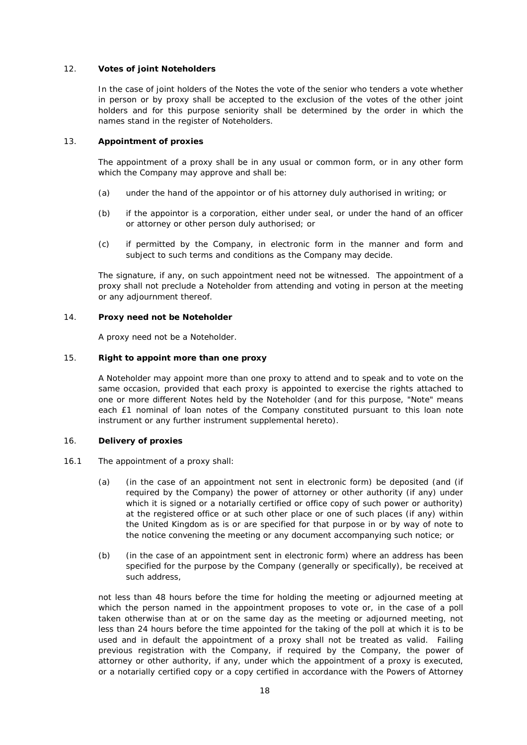12. **Votes of joint Noteholders**

    In the case of joint holders of the Notes the vote of the senior who tenders a vote whether in person or by proxy shall be accepted to the exclusion of the votes of the other joint holders and for this purpose seniority shall be determined by the order in which the names stand in the register of Noteholders.

13. **Appointment of proxies**

    The appointment of a proxy shall be in any usual or common form, or in any other form which the Company may approve and shall be:

    (a) under the hand of the appointor or of his attorney duly authorised in writing; or

    (b) if the appointor is a corporation, either under seal, or under the hand of an officer or attorney or other person duly authorised; or

    (c) if permitted by the Company, in electronic form in the manner and form and subject to such terms and conditions as the Company may decide.

    The signature, if any, on such appointment need not be witnessed. The appointment of a proxy shall not preclude a Noteholder from attending and voting in person at the meeting or any adjournment thereof.

14. **Proxy need not be Noteholder**

    A proxy need not be a Noteholder.

15. **Right to appoint more than one proxy**

    A Noteholder may appoint more than one proxy to attend and to speak and to vote on the same occasion, provided that each proxy is appointed to exercise the rights attached to one or more different Notes held by the Noteholder (and for this purpose, "Note" means each £1 nominal of loan notes of the Company constituted pursuant to this loan note instrument or any further instrument supplemental hereto).

16. **Delivery of proxies**

16.1 The appointment of a proxy shall:

    (a) (in the case of an appointment not sent in electronic form) be deposited (and (if required by the Company) the power of attorney or other authority (if any) under which it is signed or a notarially certified or office copy of such power or authority) at the registered office or at such other place or one of such places (if any) within the United Kingdom as is or are specified for that purpose in or by way of note to the notice convening the meeting or any document accompanying such notice; or

    (b) (in the case of an appointment sent in electronic form) where an address has been specified for the purpose by the Company (generally or specifically), be received at such address,

    not less than 48 hours before the time for holding the meeting or adjourned meeting at which the person named in the appointment proposes to vote or, in the case of a poll taken otherwise than at or on the same day as the meeting or adjourned meeting, not less than 24 hours before the time appointed for the taking of the poll at which it is to be used and in default the appointment of a proxy shall not be treated as valid. Failing previous registration with the Company, if required by the Company, the power of attorney or other authority, if any, under which the appointment of a proxy is executed, or a notarially certified copy or a copy certified in accordance with the Powers of Attorney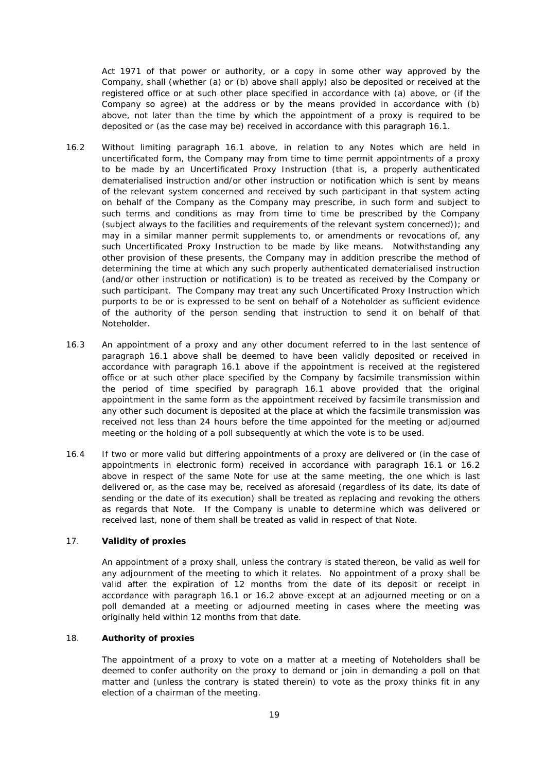Act 1971 of that power or authority, or a copy in some other way approved by the Company, shall (whether (a) or (b) above shall apply) also be deposited or received at the registered office or at such other place specified in accordance with (a) above, or (if the Company so agree) at the address or by the means provided in accordance with (b) above, not later than the time by which the appointment of a proxy is required to be deposited or (as the case may be) received in accordance with this paragraph 16.1.

16.2 Without limiting paragraph 16.1 above, in relation to any Notes which are held in uncertificated form, the Company may from time to time permit appointments of a proxy to be made by an Uncertificated Proxy Instruction (that is, a properly authenticated dematerialised instruction and/or other instruction or notification which is sent by means of the relevant system concerned and received by such participant in that system acting on behalf of the Company as the Company may prescribe, in such form and subject to such terms and conditions as may from time to time be prescribed by the Company (subject always to the facilities and requirements of the relevant system concerned)); and may in a similar manner permit supplements to, or amendments or revocations of, any such Uncertificated Proxy Instruction to be made by like means. Notwithstanding any other provision of these presents, the Company may in addition prescribe the method of determining the time at which any such properly authenticated dematerialised instruction (and/or other instruction or notification) is to be treated as received by the Company or such participant. The Company may treat any such Uncertificated Proxy Instruction which purports to be or is expressed to be sent on behalf of a Noteholder as sufficient evidence of the authority of the person sending that instruction to send it on behalf of that Noteholder.

16.3 An appointment of a proxy and any other document referred to in the last sentence of paragraph 16.1 above shall be deemed to have been validly deposited or received in accordance with paragraph 16.1 above if the appointment is received at the registered office or at such other place specified by the Company by facsimile transmission within the period of time specified by paragraph 16.1 above provided that the original appointment in the same form as the appointment received by facsimile transmission and any other such document is deposited at the place at which the facsimile transmission was received not less than 24 hours before the time appointed for the meeting or adjourned meeting or the holding of a poll subsequently at which the vote is to be used.

16.4 If two or more valid but differing appointments of a proxy are delivered or (in the case of appointments in electronic form) received in accordance with paragraph 16.1 or 16.2 above in respect of the same Note for use at the same meeting, the one which is last delivered or, as the case may be, received as aforesaid (regardless of its date, its date of sending or the date of its execution) shall be treated as replacing and revoking the others as regards that Note. If the Company is unable to determine which was delivered or received last, none of them shall be treated as valid in respect of that Note.

### 17. **Validity of proxies**

An appointment of a proxy shall, unless the contrary is stated thereon, be valid as well for any adjournment of the meeting to which it relates. No appointment of a proxy shall be valid after the expiration of 12 months from the date of its deposit or receipt in accordance with paragraph 16.1 or 16.2 above except at an adjourned meeting or on a poll demanded at a meeting or adjourned meeting in cases where the meeting was originally held within 12 months from that date.

### 18. **Authority of proxies**

The appointment of a proxy to vote on a matter at a meeting of Noteholders shall be deemed to confer authority on the proxy to demand or join in demanding a poll on that matter and (unless the contrary is stated therein) to vote as the proxy thinks fit in any election of a chairman of the meeting.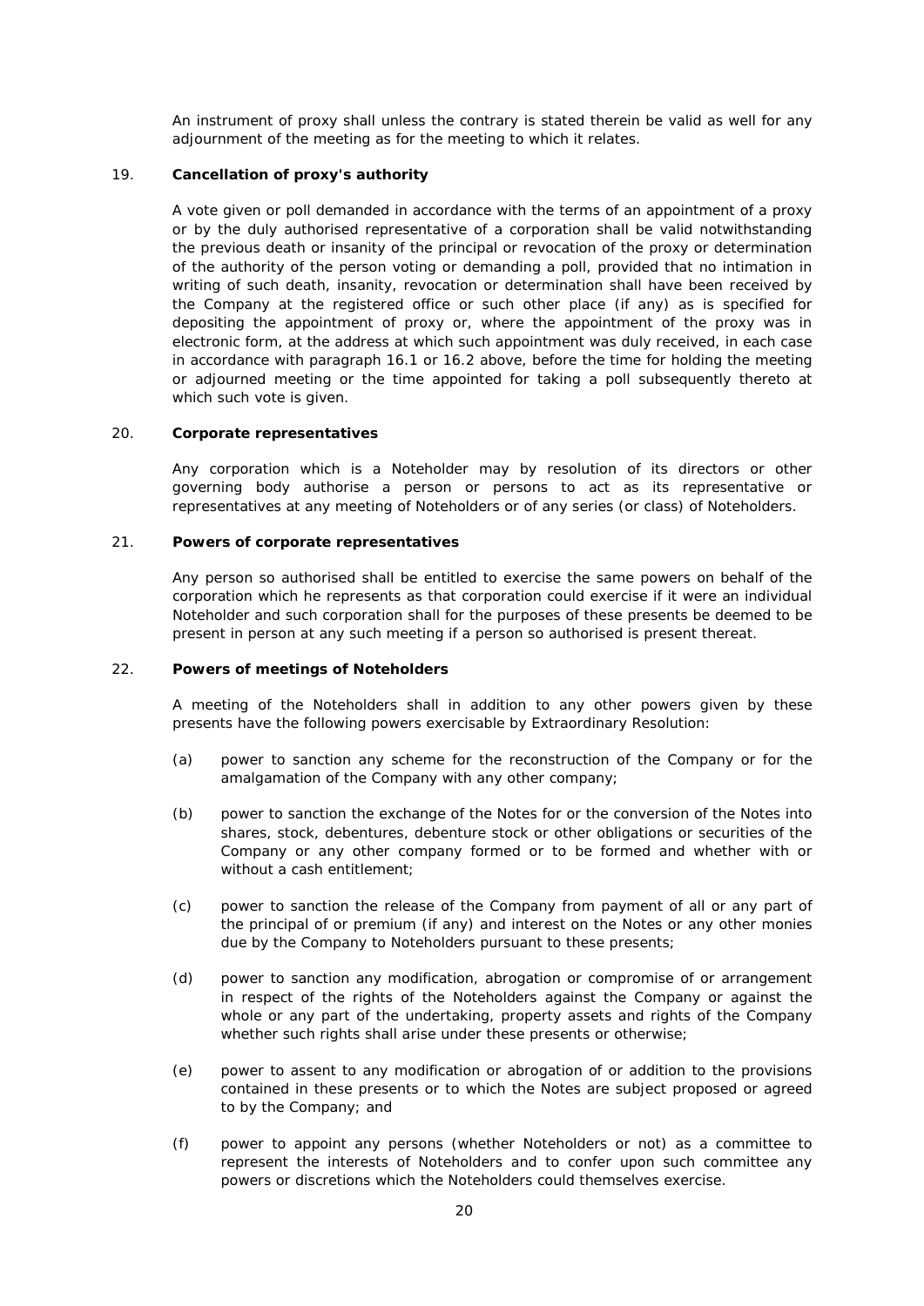An instrument of proxy shall unless the contrary is stated therein be valid as well for any adjournment of the meeting as for the meeting to which it relates.

19. **Cancellation of proxy's authority**

A vote given or poll demanded in accordance with the terms of an appointment of a proxy or by the duly authorised representative of a corporation shall be valid notwithstanding the previous death or insanity of the principal or revocation of the proxy or determination of the authority of the person voting or demanding a poll, provided that no intimation in writing of such death, insanity, revocation or determination shall have been received by the Company at the registered office or such other place (if any) as is specified for depositing the appointment of proxy or, where the appointment of the proxy was in electronic form, at the address at which such appointment was duly received, in each case in accordance with paragraph 16.1 or 16.2 above, before the time for holding the meeting or adjourned meeting or the time appointed for taking a poll subsequently thereto at which such vote is given.

20. **Corporate representatives**

Any corporation which is a Noteholder may by resolution of its directors or other governing body authorise a person or persons to act as its representative or representatives at any meeting of Noteholders or of any series (or class) of Noteholders.

21. **Powers of corporate representatives**

Any person so authorised shall be entitled to exercise the same powers on behalf of the corporation which he represents as that corporation could exercise if it were an individual Noteholder and such corporation shall for the purposes of these presents be deemed to be present in person at any such meeting if a person so authorised is present thereat.

22. **Powers of meetings of Noteholders**

A meeting of the Noteholders shall in addition to any other powers given by these presents have the following powers exercisable by Extraordinary Resolution:

(a) power to sanction any scheme for the reconstruction of the Company or for the amalgamation of the Company with any other company;

(b) power to sanction the exchange of the Notes for or the conversion of the Notes into shares, stock, debentures, debenture stock or other obligations or securities of the Company or any other company formed or to be formed and whether with or without a cash entitlement;

(c) power to sanction the release of the Company from payment of all or any part of the principal of or premium (if any) and interest on the Notes or any other monies due by the Company to Noteholders pursuant to these presents;

(d) power to sanction any modification, abrogation or compromise of or arrangement in respect of the rights of the Noteholders against the Company or against the whole or any part of the undertaking, property assets and rights of the Company whether such rights shall arise under these presents or otherwise;

(e) power to assent to any modification or abrogation of or addition to the provisions contained in these presents or to which the Notes are subject proposed or agreed to by the Company; and

(f) power to appoint any persons (whether Noteholders or not) as a committee to represent the interests of Noteholders and to confer upon such committee any powers or discretions which the Noteholders could themselves exercise.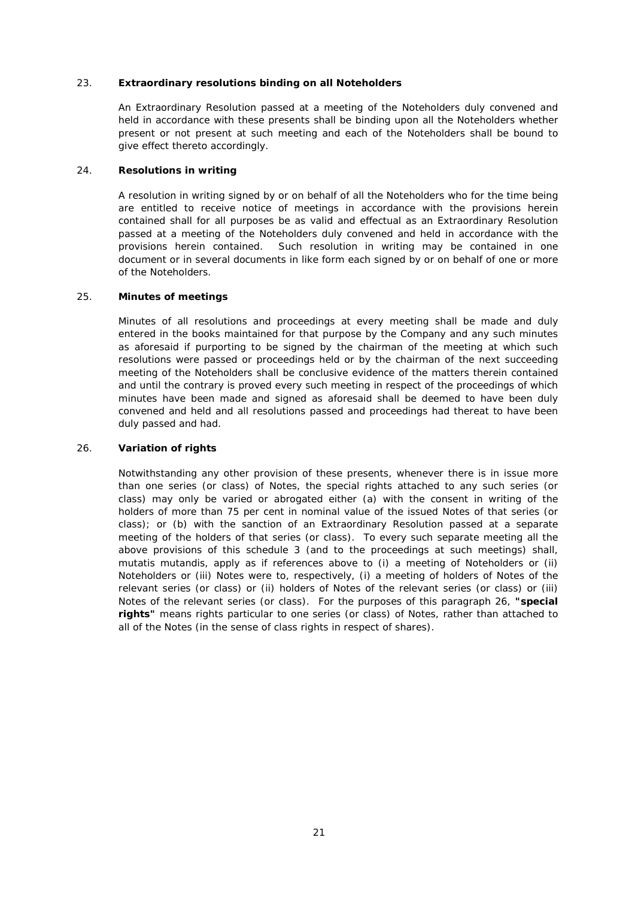23. **Extraordinary resolutions binding on all Noteholders**

An Extraordinary Resolution passed at a meeting of the Noteholders duly convened and held in accordance with these presents shall be binding upon all the Noteholders whether present or not present at such meeting and each of the Noteholders shall be bound to give effect thereto accordingly.

24. **Resolutions in writing**

A resolution in writing signed by or on behalf of all the Noteholders who for the time being are entitled to receive notice of meetings in accordance with the provisions herein contained shall for all purposes be as valid and effectual as an Extraordinary Resolution passed at a meeting of the Noteholders duly convened and held in accordance with the provisions herein contained. Such resolution in writing may be contained in one document or in several documents in like form each signed by or on behalf of one or more of the Noteholders.

25. **Minutes of meetings**

Minutes of all resolutions and proceedings at every meeting shall be made and duly entered in the books maintained for that purpose by the Company and any such minutes as aforesaid if purporting to be signed by the chairman of the meeting at which such resolutions were passed or proceedings held or by the chairman of the next succeeding meeting of the Noteholders shall be conclusive evidence of the matters therein contained and until the contrary is proved every such meeting in respect of the proceedings of which minutes have been made and signed as aforesaid shall be deemed to have been duly convened and held and all resolutions passed and proceedings had thereat to have been duly passed and had.

26. **Variation of rights**

Notwithstanding any other provision of these presents, whenever there is in issue more than one series (or class) of Notes, the special rights attached to any such series (or class) may only be varied or abrogated either (a) with the consent in writing of the holders of more than 75 per cent in nominal value of the issued Notes of that series (or class); or (b) with the sanction of an Extraordinary Resolution passed at a separate meeting of the holders of that series (or class). To every such separate meeting all the above provisions of this schedule 3 (and to the proceedings at such meetings) shall, mutatis mutandis, apply as if references above to (i) a meeting of Noteholders or (ii) Noteholders or (iii) Notes were to, respectively, (i) a meeting of holders of Notes of the relevant series (or class) or (ii) holders of Notes of the relevant series (or class) or (iii) Notes of the relevant series (or class). For the purposes of this paragraph 26, **"special rights"** means rights particular to one series (or class) of Notes, rather than attached to all of the Notes (in the sense of class rights in respect of shares).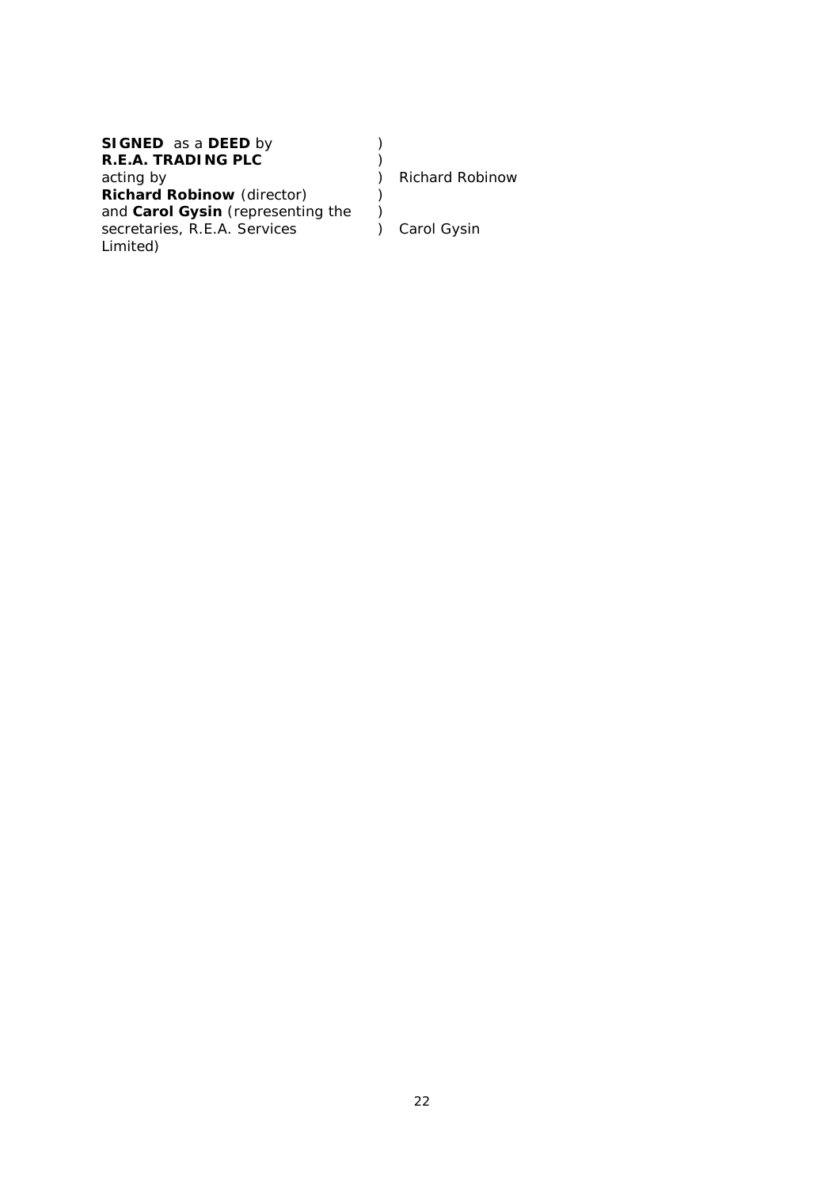| | | |
|---|---|---|
| **SIGNED** as a **DEED** by | ) | |
| **R.E.A. TRADING PLC** | ) | |
| acting by | ) | Richard Robinow |
| **Richard Robinow** (director) | ) | |
| and **Carol Gysin** (representing the | ) | |
| secretaries, R.E.A. Services Limited) | ) | Carol Gysin |